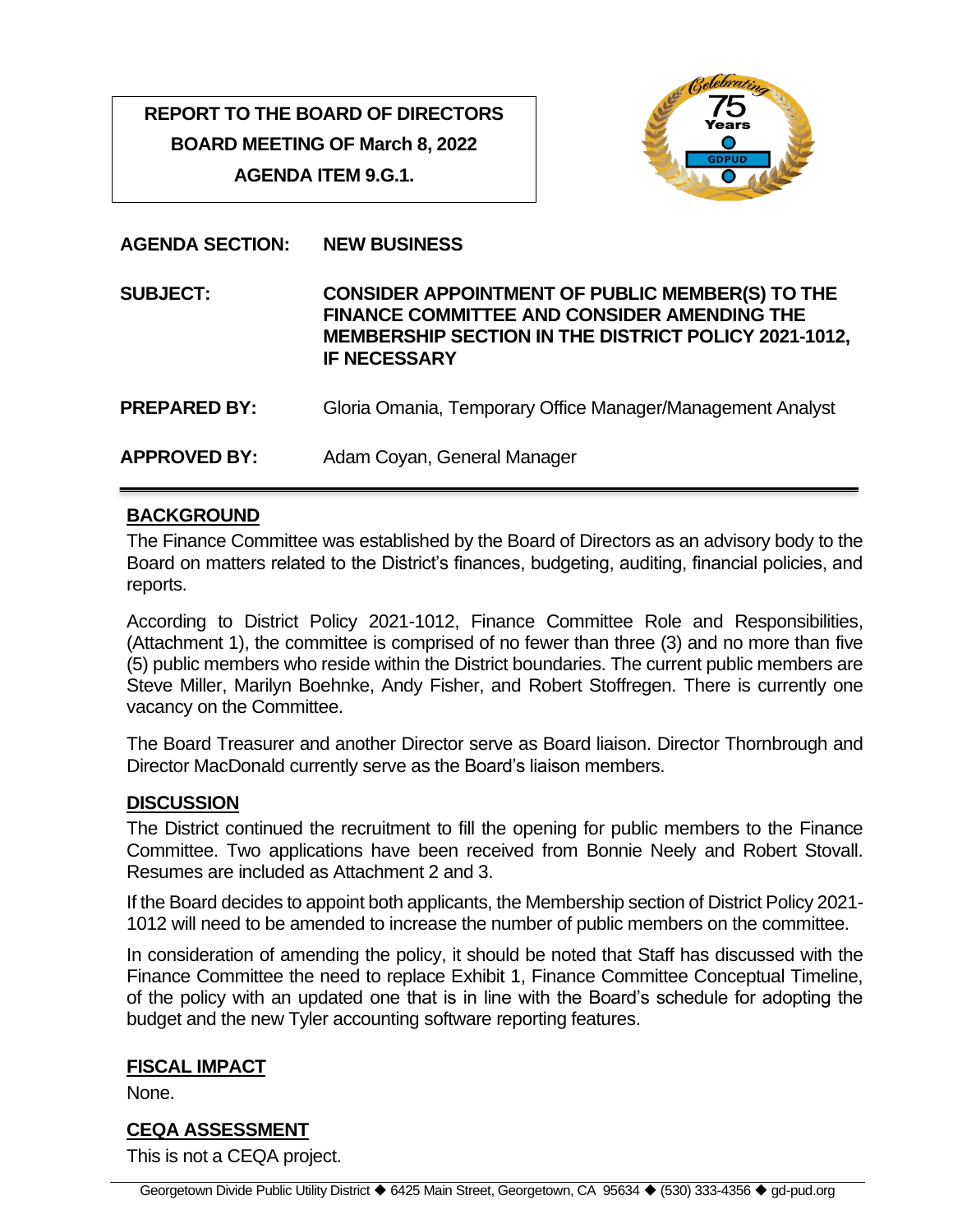**REPORT TO THE BOARD OF DIRECTORS**
**BOARD MEETING OF March 8, 2022**
**AGENDA ITEM 9.G.1.**

**AGENDA SECTION:** **NEW BUSINESS**

**SUBJECT:** **CONSIDER APPOINTMENT OF PUBLIC MEMBER(S) TO THE FINANCE COMMITTEE AND CONSIDER AMENDING THE MEMBERSHIP SECTION IN THE DISTRICT POLICY 2021-1012, IF NECESSARY**

**PREPARED BY:** Gloria Omania, Temporary Office Manager/Management Analyst

**APPROVED BY:** Adam Coyan, General Manager

## BACKGROUND

The Finance Committee was established by the Board of Directors as an advisory body to the Board on matters related to the District's finances, budgeting, auditing, financial policies, and reports.

According to District Policy 2021-1012, Finance Committee Role and Responsibilities, (Attachment 1), the committee is comprised of no fewer than three (3) and no more than five (5) public members who reside within the District boundaries. The current public members are Steve Miller, Marilyn Boehnke, Andy Fisher, and Robert Stoffregen. There is currently one vacancy on the Committee.

The Board Treasurer and another Director serve as Board liaison. Director Thornbrough and Director MacDonald currently serve as the Board's liaison members.

## DISCUSSION

The District continued the recruitment to fill the opening for public members to the Finance Committee. Two applications have been received from Bonnie Neely and Robert Stovall. Resumes are included as Attachment 2 and 3.

If the Board decides to appoint both applicants, the Membership section of District Policy 2021-1012 will need to be amended to increase the number of public members on the committee.

In consideration of amending the policy, it should be noted that Staff has discussed with the Finance Committee the need to replace Exhibit 1, Finance Committee Conceptual Timeline, of the policy with an updated one that is in line with the Board's schedule for adopting the budget and the new Tyler accounting software reporting features.

## FISCAL IMPACT

None.

## CEQA ASSESSMENT

This is not a CEQA project.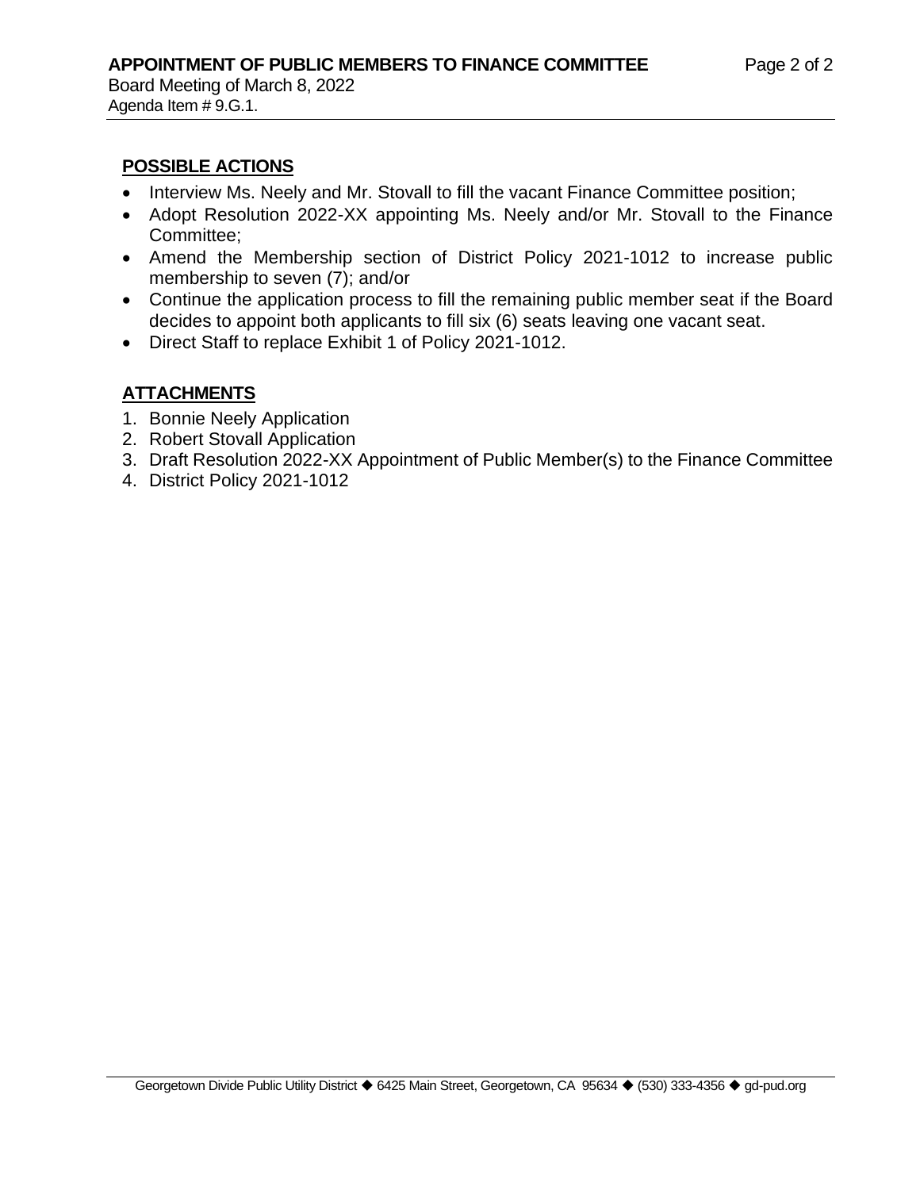## POSSIBLE ACTIONS

- Interview Ms. Neely and Mr. Stovall to fill the vacant Finance Committee position;
- Adopt Resolution 2022-XX appointing Ms. Neely and/or Mr. Stovall to the Finance Committee;
- Amend the Membership section of District Policy 2021-1012 to increase public membership to seven (7); and/or
- Continue the application process to fill the remaining public member seat if the Board decides to appoint both applicants to fill six (6) seats leaving one vacant seat.
- Direct Staff to replace Exhibit 1 of Policy 2021-1012.

## ATTACHMENTS

1. Bonnie Neely Application
2. Robert Stovall Application
3. Draft Resolution 2022-XX Appointment of Public Member(s) to the Finance Committee
4. District Policy 2021-1012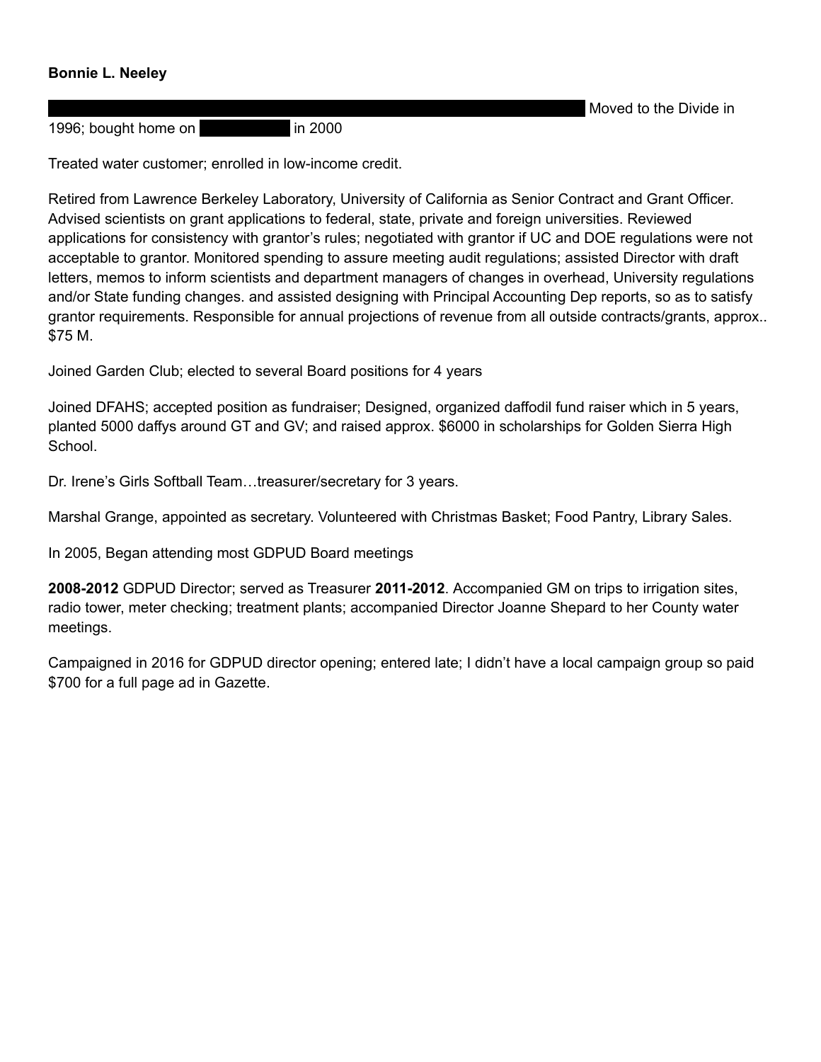**Bonnie L. Neeley**

Moved to the Divide in 1996; bought home on in 2000

Treated water customer; enrolled in low-income credit.

Retired from Lawrence Berkeley Laboratory, University of California as Senior Contract and Grant Officer. Advised scientists on grant applications to federal, state, private and foreign universities. Reviewed applications for consistency with grantor's rules; negotiated with grantor if UC and DOE regulations were not acceptable to grantor. Monitored spending to assure meeting audit regulations; assisted Director with draft letters, memos to inform scientists and department managers of changes in overhead, University regulations and/or State funding changes. and assisted designing with Principal Accounting Dep reports, so as to satisfy grantor requirements. Responsible for annual projections of revenue from all outside contracts/grants, approx.. $75 M.

Joined Garden Club; elected to several Board positions for 4 years

Joined DFAHS; accepted position as fundraiser; Designed, organized daffodil fund raiser which in 5 years, planted 5000 daffys around GT and GV; and raised approx. $6000 in scholarships for Golden Sierra High School.

Dr. Irene's Girls Softball Team…treasurer/secretary for 3 years.

Marshal Grange, appointed as secretary. Volunteered with Christmas Basket; Food Pantry, Library Sales.

In 2005, Began attending most GDPUD Board meetings

**2008-2012** GDPUD Director; served as Treasurer **2011-2012**. Accompanied GM on trips to irrigation sites, radio tower, meter checking; treatment plants; accompanied Director Joanne Shepard to her County water meetings.

Campaigned in 2016 for GDPUD director opening; entered late; I didn't have a local campaign group so paid $700 for a full page ad in Gazette.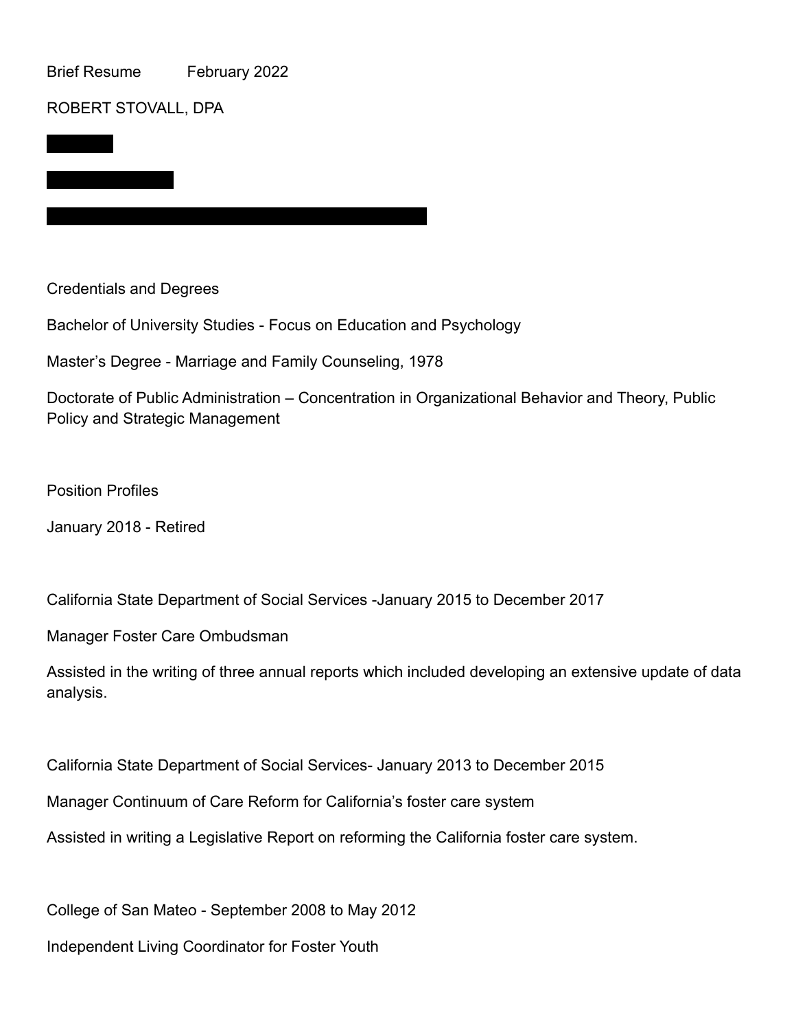Brief Resume February 2022

ROBERT STOVALL, DPA

Credentials and Degrees

Bachelor of University Studies - Focus on Education and Psychology

Master's Degree - Marriage and Family Counseling, 1978

Doctorate of Public Administration – Concentration in Organizational Behavior and Theory, Public Policy and Strategic Management

Position Profiles

January 2018 - Retired

California State Department of Social Services -January 2015 to December 2017

Manager Foster Care Ombudsman

Assisted in the writing of three annual reports which included developing an extensive update of data analysis.

California State Department of Social Services- January 2013 to December 2015

Manager Continuum of Care Reform for California's foster care system

Assisted in writing a Legislative Report on reforming the California foster care system.

College of San Mateo - September 2008 to May 2012

Independent Living Coordinator for Foster Youth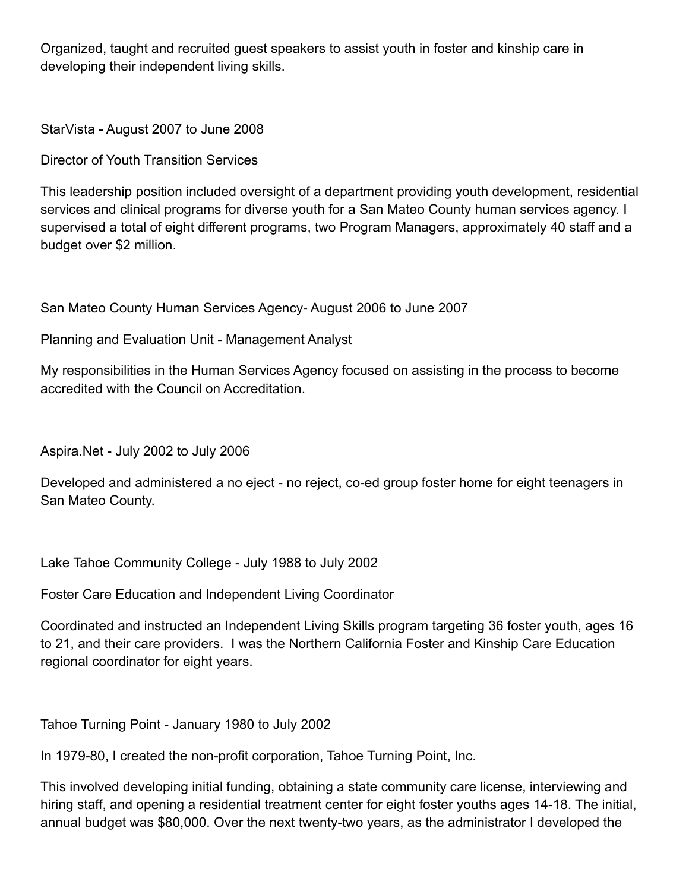Organized, taught and recruited guest speakers to assist youth in foster and kinship care in developing their independent living skills.

StarVista - August 2007 to June 2008

Director of Youth Transition Services

This leadership position included oversight of a department providing youth development, residential services and clinical programs for diverse youth for a San Mateo County human services agency. I supervised a total of eight different programs, two Program Managers, approximately 40 staff and a budget over $2 million.

San Mateo County Human Services Agency- August 2006 to June 2007

Planning and Evaluation Unit - Management Analyst

My responsibilities in the Human Services Agency focused on assisting in the process to become accredited with the Council on Accreditation.

Aspira.Net - July 2002 to July 2006

Developed and administered a no eject - no reject, co-ed group foster home for eight teenagers in San Mateo County.

Lake Tahoe Community College - July 1988 to July 2002

Foster Care Education and Independent Living Coordinator

Coordinated and instructed an Independent Living Skills program targeting 36 foster youth, ages 16 to 21, and their care providers. I was the Northern California Foster and Kinship Care Education regional coordinator for eight years.

Tahoe Turning Point - January 1980 to July 2002

In 1979-80, I created the non-profit corporation, Tahoe Turning Point, Inc.

This involved developing initial funding, obtaining a state community care license, interviewing and hiring staff, and opening a residential treatment center for eight foster youths ages 14-18. The initial, annual budget was $80,000. Over the next twenty-two years, as the administrator I developed the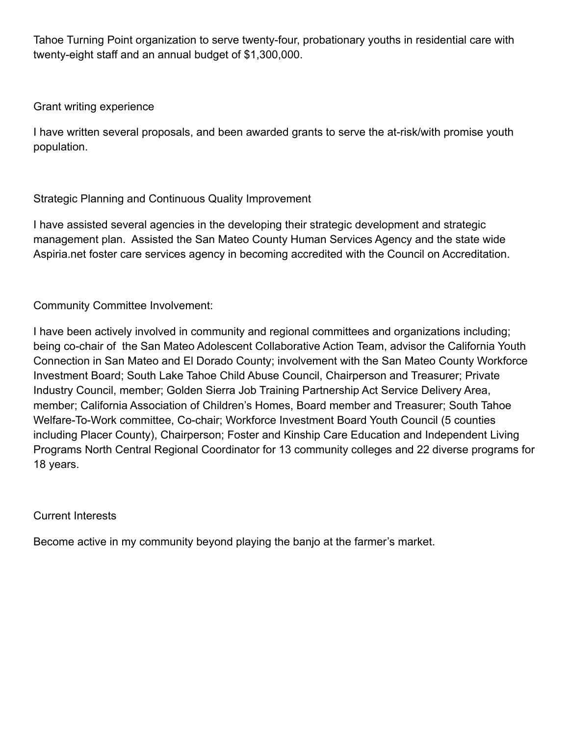Tahoe Turning Point organization to serve twenty-four, probationary youths in residential care with twenty-eight staff and an annual budget of $1,300,000.

## Grant writing experience

I have written several proposals, and been awarded grants to serve the at-risk/with promise youth population.

## Strategic Planning and Continuous Quality Improvement

I have assisted several agencies in the developing their strategic development and strategic management plan. Assisted the San Mateo County Human Services Agency and the state wide Aspiria.net foster care services agency in becoming accredited with the Council on Accreditation.

## Community Committee Involvement:

I have been actively involved in community and regional committees and organizations including; being co-chair of the San Mateo Adolescent Collaborative Action Team, advisor the California Youth Connection in San Mateo and El Dorado County; involvement with the San Mateo County Workforce Investment Board; South Lake Tahoe Child Abuse Council, Chairperson and Treasurer; Private Industry Council, member; Golden Sierra Job Training Partnership Act Service Delivery Area, member; California Association of Children's Homes, Board member and Treasurer; South Tahoe Welfare-To-Work committee, Co-chair; Workforce Investment Board Youth Council (5 counties including Placer County), Chairperson; Foster and Kinship Care Education and Independent Living Programs North Central Regional Coordinator for 13 community colleges and 22 diverse programs for 18 years.

## Current Interests

Become active in my community beyond playing the banjo at the farmer's market.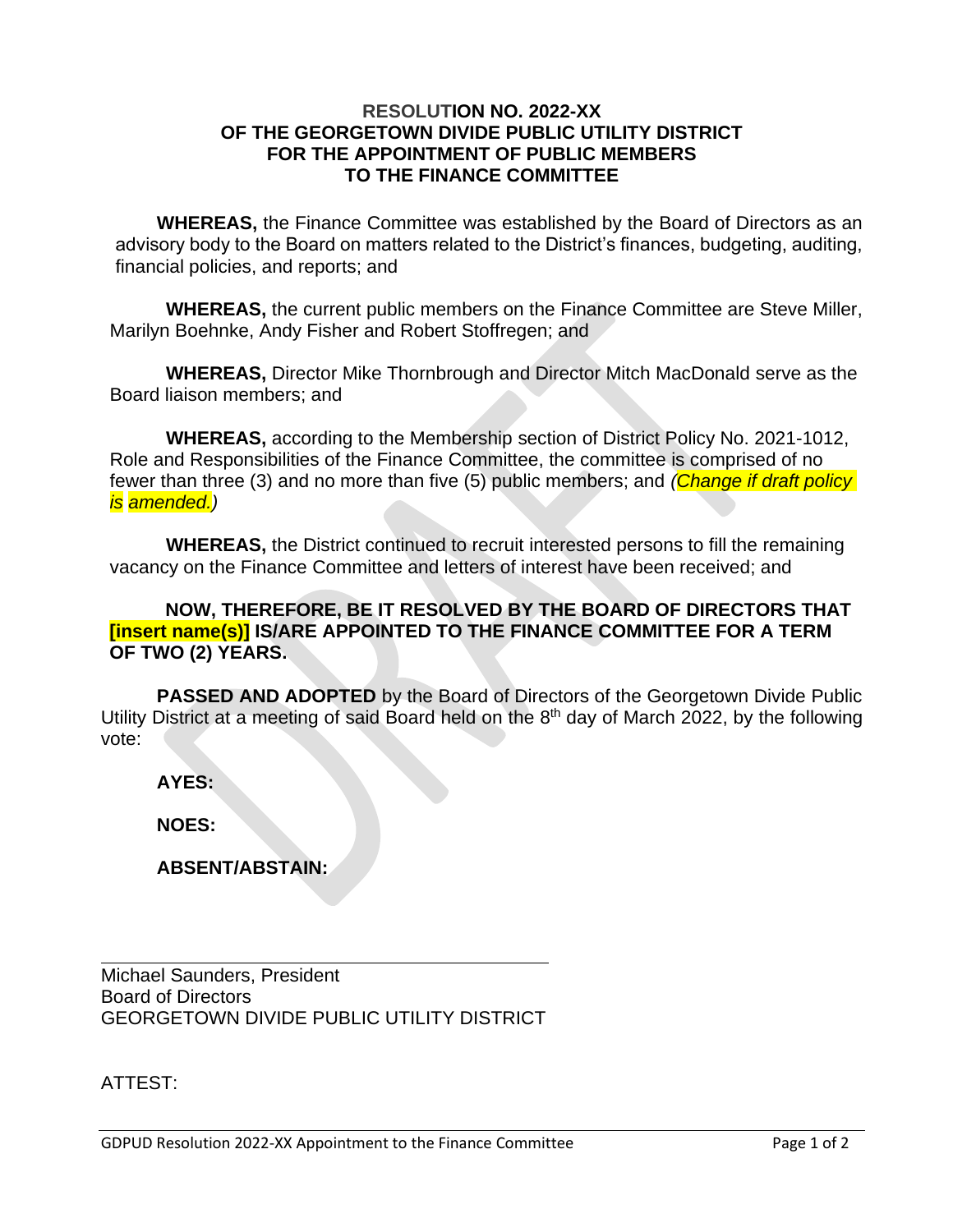**RESOLUTION NO. 2022-XX**
**OF THE GEORGETOWN DIVIDE PUBLIC UTILITY DISTRICT**
**FOR THE APPOINTMENT OF PUBLIC MEMBERS**
**TO THE FINANCE COMMITTEE**

**WHEREAS,** the Finance Committee was established by the Board of Directors as an advisory body to the Board on matters related to the District's finances, budgeting, auditing, financial policies, and reports; and

**WHEREAS,** the current public members on the Finance Committee are Steve Miller, Marilyn Boehnke, Andy Fisher and Robert Stoffregen; and

**WHEREAS,** Director Mike Thornbrough and Director Mitch MacDonald serve as the Board liaison members; and

**WHEREAS,** according to the Membership section of District Policy No. 2021-1012, Role and Responsibilities of the Finance Committee, the committee is comprised of no fewer than three (3) and no more than five (5) public members; and *(Change if draft policy is amended.)*

**WHEREAS,** the District continued to recruit interested persons to fill the remaining vacancy on the Finance Committee and letters of interest have been received; and

**NOW, THEREFORE, BE IT RESOLVED BY THE BOARD OF DIRECTORS THAT [insert name(s)] IS/ARE APPOINTED TO THE FINANCE COMMITTEE FOR A TERM OF TWO (2) YEARS.**

**PASSED AND ADOPTED** by the Board of Directors of the Georgetown Divide Public Utility District at a meeting of said Board held on the 8th day of March 2022, by the following vote:

**AYES:**

**NOES:**

**ABSENT/ABSTAIN:**

\_\_\_\_\_\_\_\_\_\_\_\_\_\_\_\_\_\_\_\_\_\_\_\_\_\_\_\_\_\_\_\_\_\_\_\_\_\_\_\_
Michael Saunders, President
Board of Directors
GEORGETOWN DIVIDE PUBLIC UTILITY DISTRICT

ATTEST: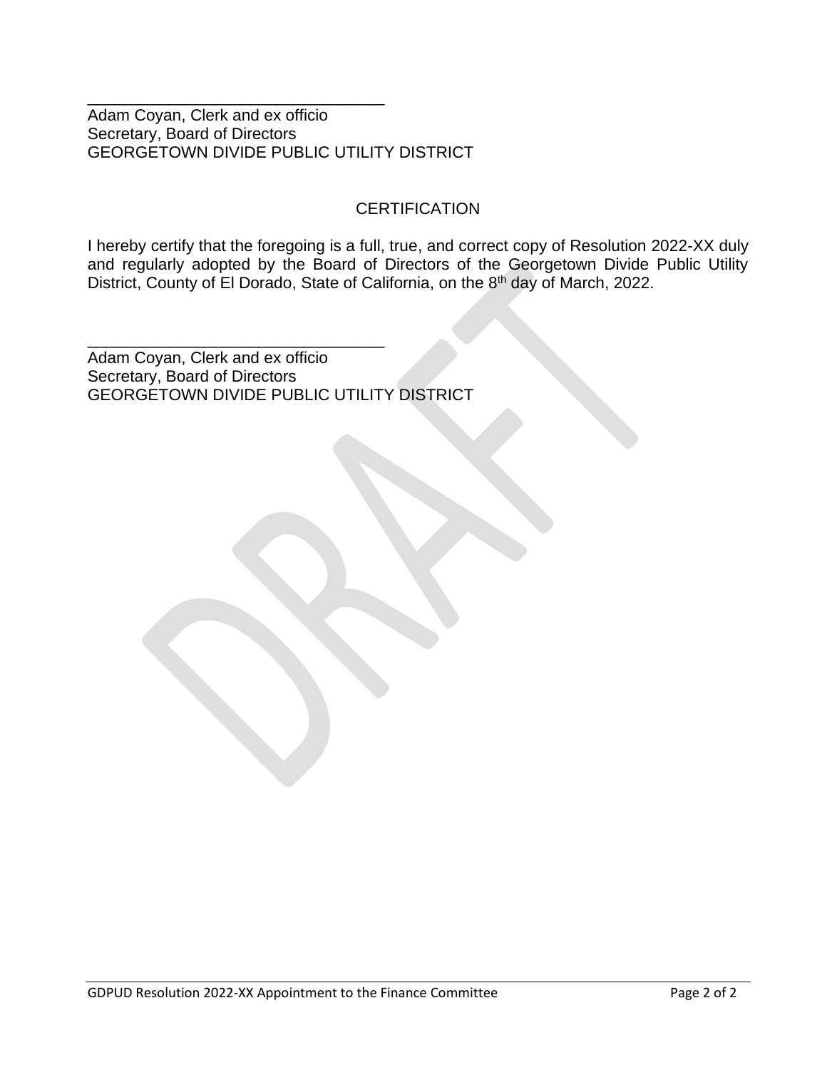\_\_\_\_\_\_\_\_\_\_\_\_\_\_\_\_\_\_\_\_\_\_\_\_\_\_\_\_\_\_\_\_\_\_

Adam Coyan, Clerk and ex officio
Secretary, Board of Directors
GEORGETOWN DIVIDE PUBLIC UTILITY DISTRICT

## CERTIFICATION

I hereby certify that the foregoing is a full, true, and correct copy of Resolution 2022-XX duly and regularly adopted by the Board of Directors of the Georgetown Divide Public Utility District, County of El Dorado, State of California, on the 8th day of March, 2022.

\_\_\_\_\_\_\_\_\_\_\_\_\_\_\_\_\_\_\_\_\_\_\_\_\_\_\_\_\_\_\_\_\_\_

Adam Coyan, Clerk and ex officio
Secretary, Board of Directors
GEORGETOWN DIVIDE PUBLIC UTILITY DISTRICT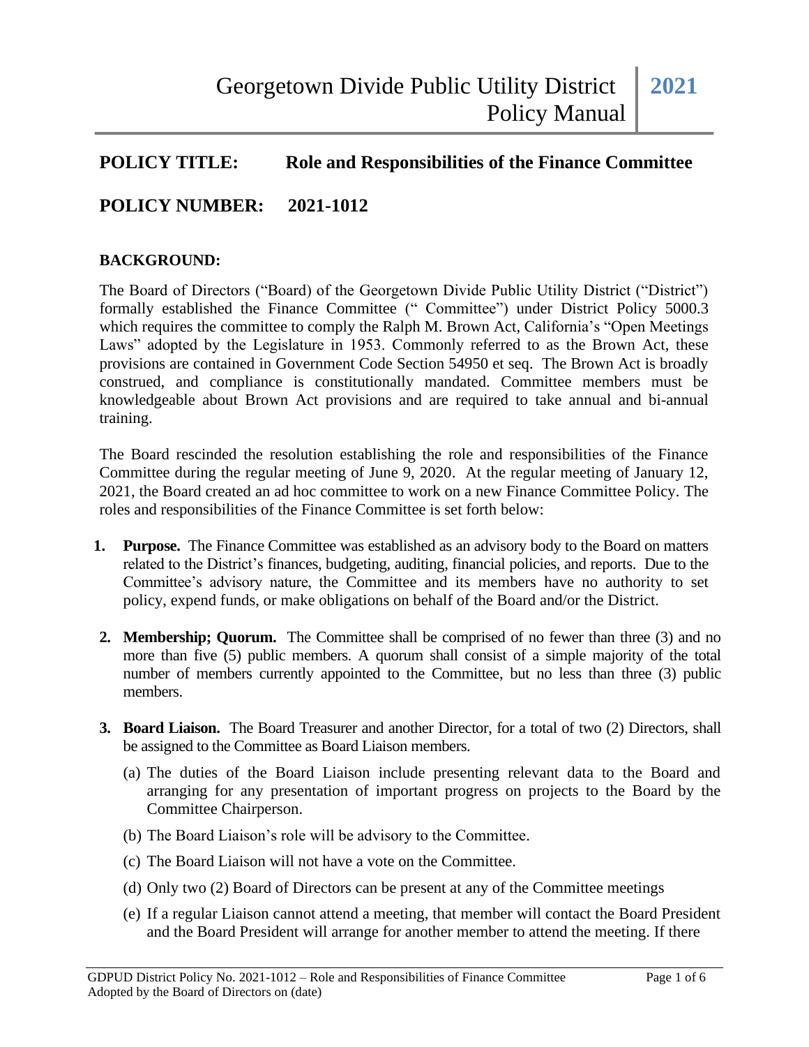# POLICY TITLE: Role and Responsibilities of the Finance Committee

# POLICY NUMBER: 2021-1012

**BACKGROUND:**

The Board of Directors ("Board) of the Georgetown Divide Public Utility District ("District") formally established the Finance Committee (" Committee") under District Policy 5000.3 which requires the committee to comply the Ralph M. Brown Act, California's "Open Meetings Laws" adopted by the Legislature in 1953. Commonly referred to as the Brown Act, these provisions are contained in Government Code Section 54950 et seq. The Brown Act is broadly construed, and compliance is constitutionally mandated. Committee members must be knowledgeable about Brown Act provisions and are required to take annual and bi-annual training.

The Board rescinded the resolution establishing the role and responsibilities of the Finance Committee during the regular meeting of June 9, 2020. At the regular meeting of January 12, 2021, the Board created an ad hoc committee to work on a new Finance Committee Policy. The roles and responsibilities of the Finance Committee is set forth below:

1. **Purpose.** The Finance Committee was established as an advisory body to the Board on matters related to the District's finances, budgeting, auditing, financial policies, and reports. Due to the Committee's advisory nature, the Committee and its members have no authority to set policy, expend funds, or make obligations on behalf of the Board and/or the District.

2. **Membership; Quorum.** The Committee shall be comprised of no fewer than three (3) and no more than five (5) public members. A quorum shall consist of a simple majority of the total number of members currently appointed to the Committee, but no less than three (3) public members.

3. **Board Liaison.** The Board Treasurer and another Director, for a total of two (2) Directors, shall be assigned to the Committee as Board Liaison members.

   (a) The duties of the Board Liaison include presenting relevant data to the Board and arranging for any presentation of important progress on projects to the Board by the Committee Chairperson.

   (b) The Board Liaison's role will be advisory to the Committee.

   (c) The Board Liaison will not have a vote on the Committee.

   (d) Only two (2) Board of Directors can be present at any of the Committee meetings

   (e) If a regular Liaison cannot attend a meeting, that member will contact the Board President and the Board President will arrange for another member to attend the meeting. If there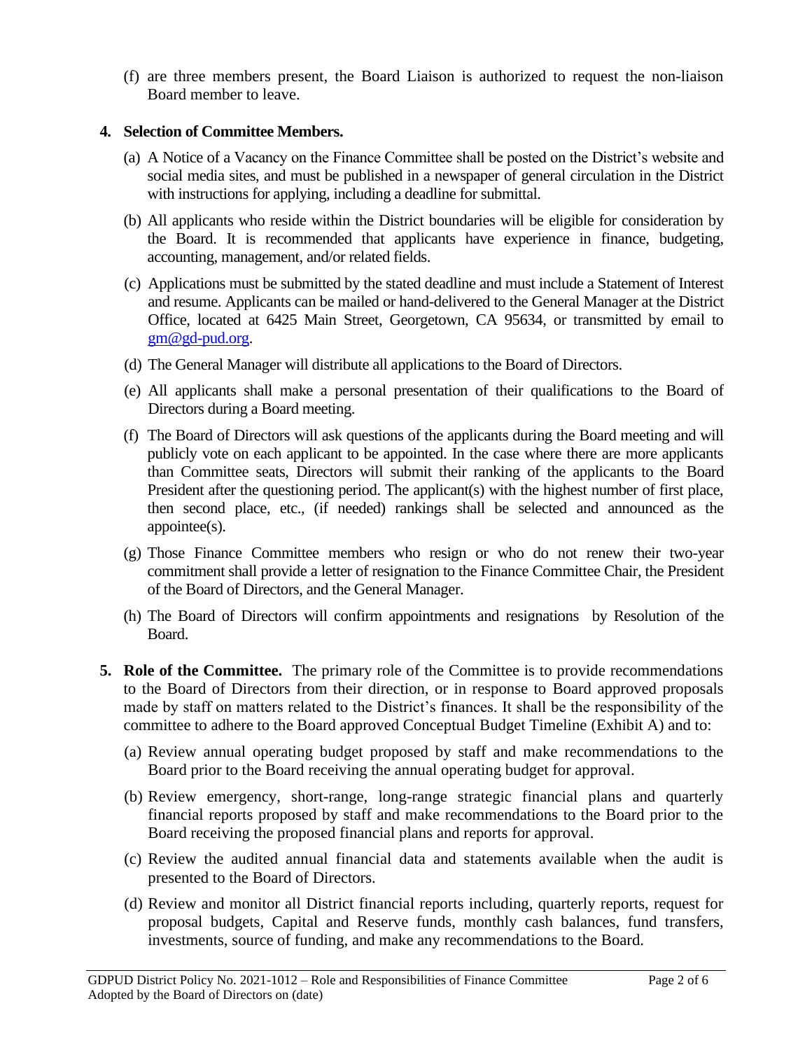(f) are three members present, the Board Liaison is authorized to request the non-liaison Board member to leave.

**4. Selection of Committee Members.**

(a) A Notice of a Vacancy on the Finance Committee shall be posted on the District's website and social media sites, and must be published in a newspaper of general circulation in the District with instructions for applying, including a deadline for submittal.

(b) All applicants who reside within the District boundaries will be eligible for consideration by the Board. It is recommended that applicants have experience in finance, budgeting, accounting, management, and/or related fields.

(c) Applications must be submitted by the stated deadline and must include a Statement of Interest and resume. Applicants can be mailed or hand-delivered to the General Manager at the District Office, located at 6425 Main Street, Georgetown, CA 95634, or transmitted by email to gm@gd-pud.org.

(d) The General Manager will distribute all applications to the Board of Directors.

(e) All applicants shall make a personal presentation of their qualifications to the Board of Directors during a Board meeting.

(f) The Board of Directors will ask questions of the applicants during the Board meeting and will publicly vote on each applicant to be appointed. In the case where there are more applicants than Committee seats, Directors will submit their ranking of the applicants to the Board President after the questioning period. The applicant(s) with the highest number of first place, then second place, etc., (if needed) rankings shall be selected and announced as the appointee(s).

(g) Those Finance Committee members who resign or who do not renew their two-year commitment shall provide a letter of resignation to the Finance Committee Chair, the President of the Board of Directors, and the General Manager.

(h) The Board of Directors will confirm appointments and resignations by Resolution of the Board.

**5. Role of the Committee.** The primary role of the Committee is to provide recommendations to the Board of Directors from their direction, or in response to Board approved proposals made by staff on matters related to the District's finances. It shall be the responsibility of the committee to adhere to the Board approved Conceptual Budget Timeline (Exhibit A) and to:

(a) Review annual operating budget proposed by staff and make recommendations to the Board prior to the Board receiving the annual operating budget for approval.

(b) Review emergency, short-range, long-range strategic financial plans and quarterly financial reports proposed by staff and make recommendations to the Board prior to the Board receiving the proposed financial plans and reports for approval.

(c) Review the audited annual financial data and statements available when the audit is presented to the Board of Directors.

(d) Review and monitor all District financial reports including, quarterly reports, request for proposal budgets, Capital and Reserve funds, monthly cash balances, fund transfers, investments, source of funding, and make any recommendations to the Board.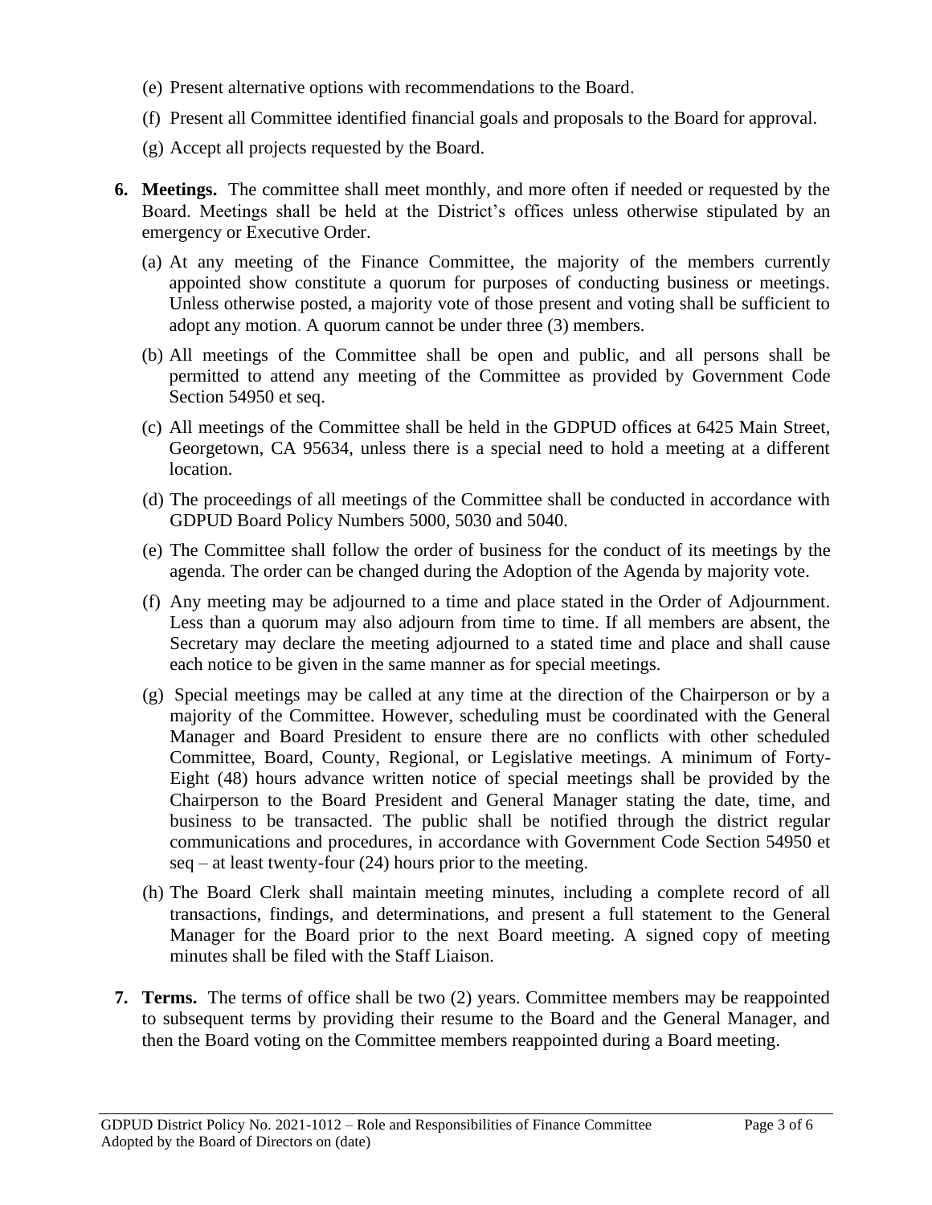(e) Present alternative options with recommendations to the Board.

(f) Present all Committee identified financial goals and proposals to the Board for approval.

(g) Accept all projects requested by the Board.

**6. Meetings.** The committee shall meet monthly, and more often if needed or requested by the Board. Meetings shall be held at the District's offices unless otherwise stipulated by an emergency or Executive Order.

(a) At any meeting of the Finance Committee, the majority of the members currently appointed show constitute a quorum for purposes of conducting business or meetings. Unless otherwise posted, a majority vote of those present and voting shall be sufficient to adopt any motion. A quorum cannot be under three (3) members.

(b) All meetings of the Committee shall be open and public, and all persons shall be permitted to attend any meeting of the Committee as provided by Government Code Section 54950 et seq.

(c) All meetings of the Committee shall be held in the GDPUD offices at 6425 Main Street, Georgetown, CA 95634, unless there is a special need to hold a meeting at a different location.

(d) The proceedings of all meetings of the Committee shall be conducted in accordance with GDPUD Board Policy Numbers 5000, 5030 and 5040.

(e) The Committee shall follow the order of business for the conduct of its meetings by the agenda. The order can be changed during the Adoption of the Agenda by majority vote.

(f) Any meeting may be adjourned to a time and place stated in the Order of Adjournment. Less than a quorum may also adjourn from time to time. If all members are absent, the Secretary may declare the meeting adjourned to a stated time and place and shall cause each notice to be given in the same manner as for special meetings.

(g) Special meetings may be called at any time at the direction of the Chairperson or by a majority of the Committee. However, scheduling must be coordinated with the General Manager and Board President to ensure there are no conflicts with other scheduled Committee, Board, County, Regional, or Legislative meetings. A minimum of Forty-Eight (48) hours advance written notice of special meetings shall be provided by the Chairperson to the Board President and General Manager stating the date, time, and business to be transacted. The public shall be notified through the district regular communications and procedures, in accordance with Government Code Section 54950 et seq – at least twenty-four (24) hours prior to the meeting.

(h) The Board Clerk shall maintain meeting minutes, including a complete record of all transactions, findings, and determinations, and present a full statement to the General Manager for the Board prior to the next Board meeting. A signed copy of meeting minutes shall be filed with the Staff Liaison.

**7. Terms.** The terms of office shall be two (2) years. Committee members may be reappointed to subsequent terms by providing their resume to the Board and the General Manager, and then the Board voting on the Committee members reappointed during a Board meeting.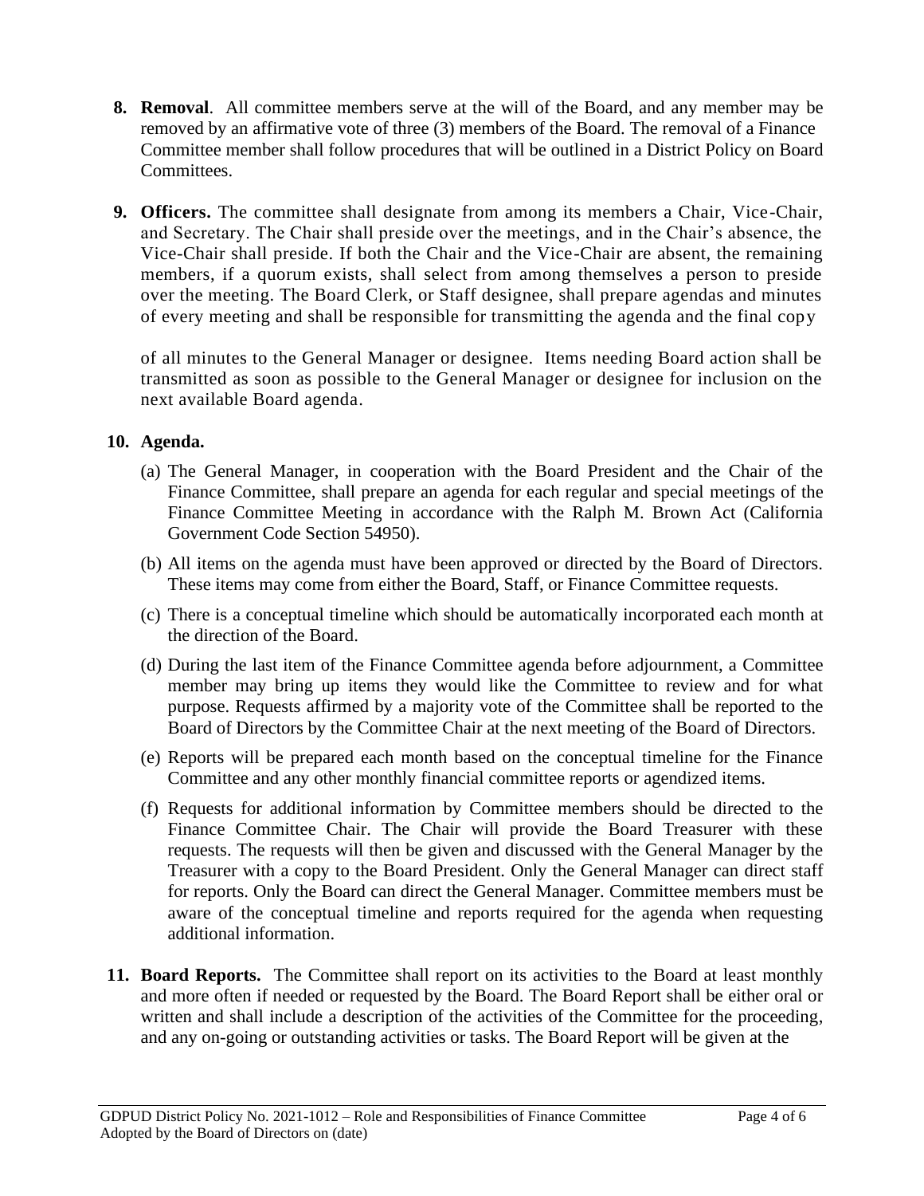8. **Removal**. All committee members serve at the will of the Board, and any member may be removed by an affirmative vote of three (3) members of the Board. The removal of a Finance Committee member shall follow procedures that will be outlined in a District Policy on Board Committees.

9. **Officers.** The committee shall designate from among its members a Chair, Vice-Chair, and Secretary. The Chair shall preside over the meetings, and in the Chair's absence, the Vice-Chair shall preside. If both the Chair and the Vice-Chair are absent, the remaining members, if a quorum exists, shall select from among themselves a person to preside over the meeting. The Board Clerk, or Staff designee, shall prepare agendas and minutes of every meeting and shall be responsible for transmitting the agenda and the final copy

   of all minutes to the General Manager or designee. Items needing Board action shall be transmitted as soon as possible to the General Manager or designee for inclusion on the next available Board agenda.

10. **Agenda.**

    (a) The General Manager, in cooperation with the Board President and the Chair of the Finance Committee, shall prepare an agenda for each regular and special meetings of the Finance Committee Meeting in accordance with the Ralph M. Brown Act (California Government Code Section 54950).

    (b) All items on the agenda must have been approved or directed by the Board of Directors. These items may come from either the Board, Staff, or Finance Committee requests.

    (c) There is a conceptual timeline which should be automatically incorporated each month at the direction of the Board.

    (d) During the last item of the Finance Committee agenda before adjournment, a Committee member may bring up items they would like the Committee to review and for what purpose. Requests affirmed by a majority vote of the Committee shall be reported to the Board of Directors by the Committee Chair at the next meeting of the Board of Directors.

    (e) Reports will be prepared each month based on the conceptual timeline for the Finance Committee and any other monthly financial committee reports or agendized items.

    (f) Requests for additional information by Committee members should be directed to the Finance Committee Chair. The Chair will provide the Board Treasurer with these requests. The requests will then be given and discussed with the General Manager by the Treasurer with a copy to the Board President. Only the General Manager can direct staff for reports. Only the Board can direct the General Manager. Committee members must be aware of the conceptual timeline and reports required for the agenda when requesting additional information.

11. **Board Reports.** The Committee shall report on its activities to the Board at least monthly and more often if needed or requested by the Board. The Board Report shall be either oral or written and shall include a description of the activities of the Committee for the proceeding, and any on-going or outstanding activities or tasks. The Board Report will be given at the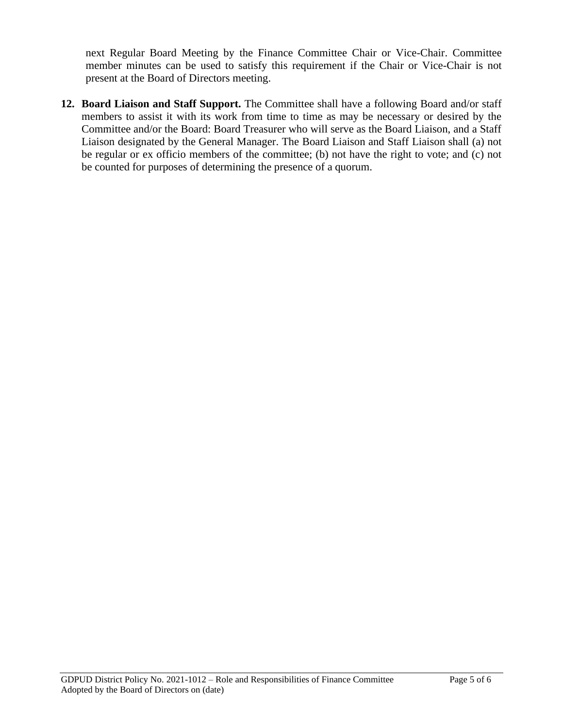next Regular Board Meeting by the Finance Committee Chair or Vice-Chair. Committee member minutes can be used to satisfy this requirement if the Chair or Vice-Chair is not present at the Board of Directors meeting.

12. **Board Liaison and Staff Support.** The Committee shall have a following Board and/or staff members to assist it with its work from time to time as may be necessary or desired by the Committee and/or the Board: Board Treasurer who will serve as the Board Liaison, and a Staff Liaison designated by the General Manager. The Board Liaison and Staff Liaison shall (a) not be regular or ex officio members of the committee; (b) not have the right to vote; and (c) not be counted for purposes of determining the presence of a quorum.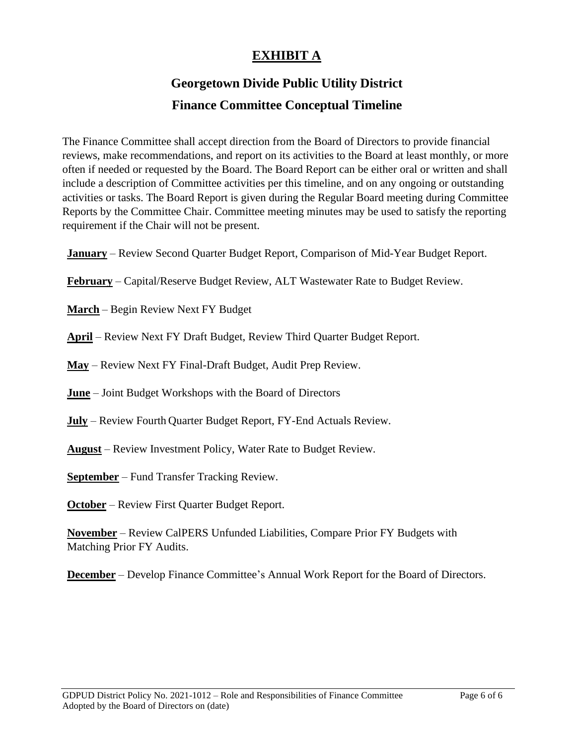# EXHIBIT A

## Georgetown Divide Public Utility District

## Finance Committee Conceptual Timeline

The Finance Committee shall accept direction from the Board of Directors to provide financial reviews, make recommendations, and report on its activities to the Board at least monthly, or more often if needed or requested by the Board. The Board Report can be either oral or written and shall include a description of Committee activities per this timeline, and on any ongoing or outstanding activities or tasks. The Board Report is given during the Regular Board meeting during Committee Reports by the Committee Chair. Committee meeting minutes may be used to satisfy the reporting requirement if the Chair will not be present.

**January** – Review Second Quarter Budget Report, Comparison of Mid-Year Budget Report.

**February** – Capital/Reserve Budget Review, ALT Wastewater Rate to Budget Review.

**March** – Begin Review Next FY Budget

**April** – Review Next FY Draft Budget, Review Third Quarter Budget Report.

**May** – Review Next FY Final-Draft Budget, Audit Prep Review.

**June** – Joint Budget Workshops with the Board of Directors

**July** – Review Fourth Quarter Budget Report, FY-End Actuals Review.

**August** – Review Investment Policy, Water Rate to Budget Review.

**September** – Fund Transfer Tracking Review.

**October** – Review First Quarter Budget Report.

**November** – Review CalPERS Unfunded Liabilities, Compare Prior FY Budgets with Matching Prior FY Audits.

**December** – Develop Finance Committee's Annual Work Report for the Board of Directors.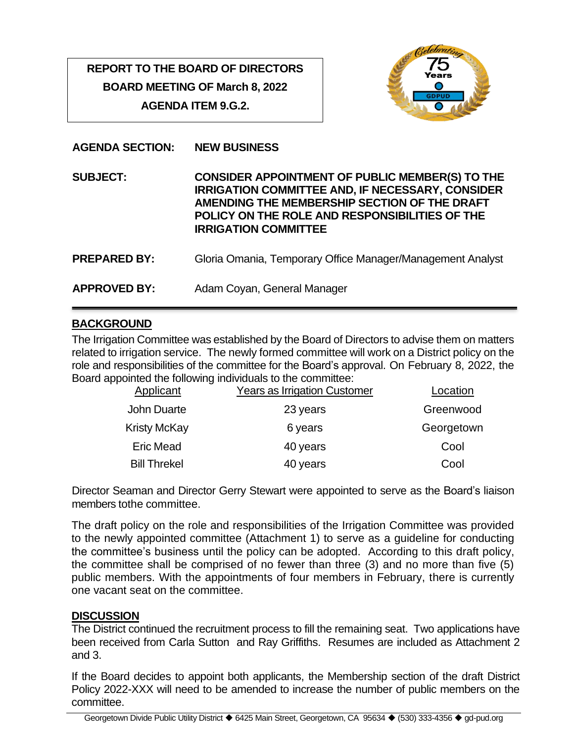**REPORT TO THE BOARD OF DIRECTORS**
**BOARD MEETING OF March 8, 2022**
**AGENDA ITEM 9.G.2.**

**AGENDA SECTION:** **NEW BUSINESS**

**SUBJECT:** **CONSIDER APPOINTMENT OF PUBLIC MEMBER(S) TO THE IRRIGATION COMMITTEE AND, IF NECESSARY, CONSIDER AMENDING THE MEMBERSHIP SECTION OF THE DRAFT POLICY ON THE ROLE AND RESPONSIBILITIES OF THE IRRIGATION COMMITTEE**

**PREPARED BY:** Gloria Omania, Temporary Office Manager/Management Analyst

**APPROVED BY:** Adam Coyan, General Manager

## BACKGROUND

The Irrigation Committee was established by the Board of Directors to advise them on matters related to irrigation service. The newly formed committee will work on a District policy on the role and responsibilities of the committee for the Board's approval. On February 8, 2022, the Board appointed the following individuals to the committee:

| Applicant | Years as Irrigation Customer | Location |
|---|---|---|
| John Duarte | 23 years | Greenwood |
| Kristy McKay | 6 years | Georgetown |
| Eric Mead | 40 years | Cool |
| Bill Threkel | 40 years | Cool |

Director Seaman and Director Gerry Stewart were appointed to serve as the Board's liaison members tothe committee.

The draft policy on the role and responsibilities of the Irrigation Committee was provided to the newly appointed committee (Attachment 1) to serve as a guideline for conducting the committee's business until the policy can be adopted. According to this draft policy, the committee shall be comprised of no fewer than three (3) and no more than five (5) public members. With the appointments of four members in February, there is currently one vacant seat on the committee.

## DISCUSSION

The District continued the recruitment process to fill the remaining seat. Two applications have been received from Carla Sutton and Ray Griffiths. Resumes are included as Attachment 2 and 3.

If the Board decides to appoint both applicants, the Membership section of the draft District Policy 2022-XXX will need to be amended to increase the number of public members on the committee.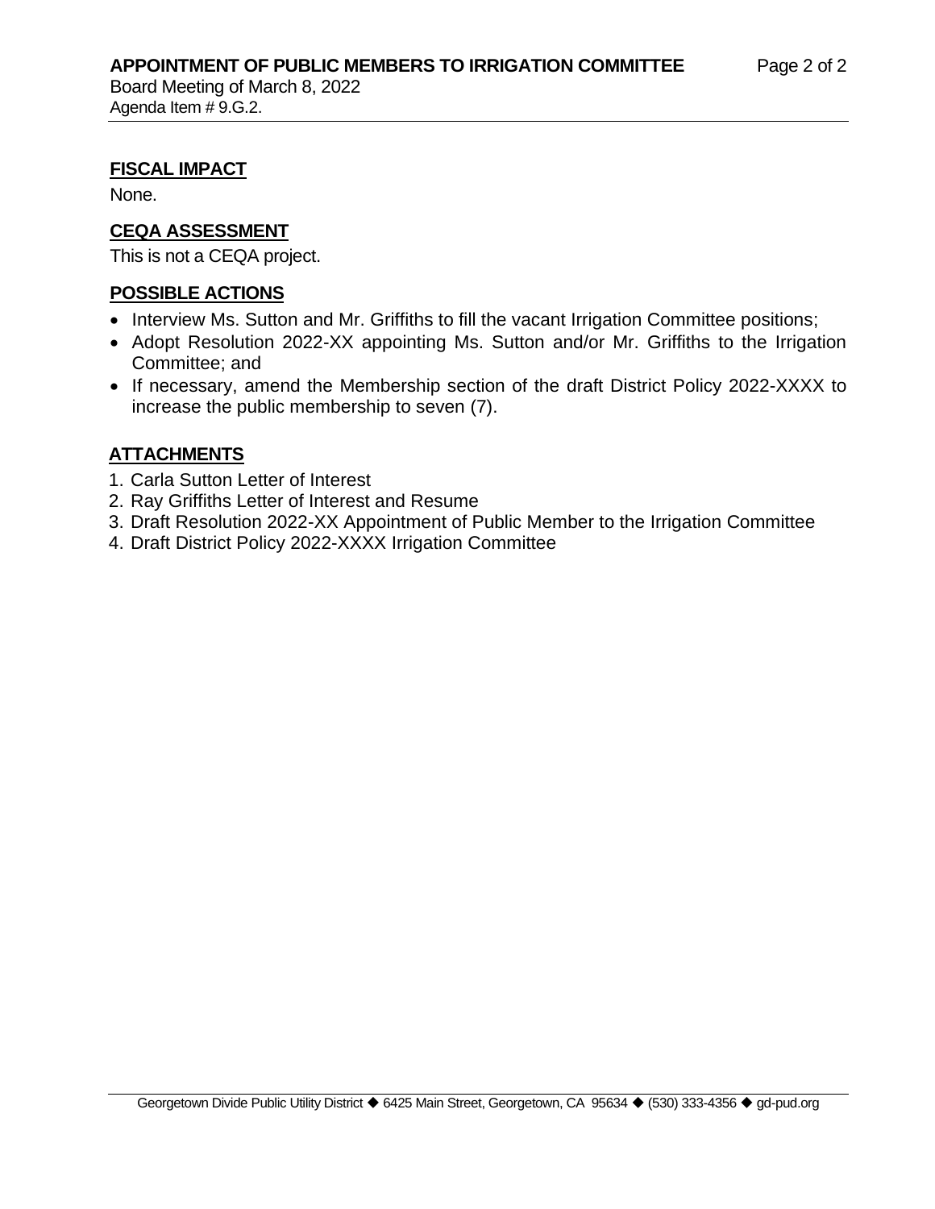## FISCAL IMPACT

None.

## CEQA ASSESSMENT

This is not a CEQA project.

## POSSIBLE ACTIONS

- Interview Ms. Sutton and Mr. Griffiths to fill the vacant Irrigation Committee positions;
- Adopt Resolution 2022-XX appointing Ms. Sutton and/or Mr. Griffiths to the Irrigation Committee; and
- If necessary, amend the Membership section of the draft District Policy 2022-XXXX to increase the public membership to seven (7).

## ATTACHMENTS

1. Carla Sutton Letter of Interest
2. Ray Griffiths Letter of Interest and Resume
3. Draft Resolution 2022-XX Appointment of Public Member to the Irrigation Committee
4. Draft District Policy 2022-XXXX Irrigation Committee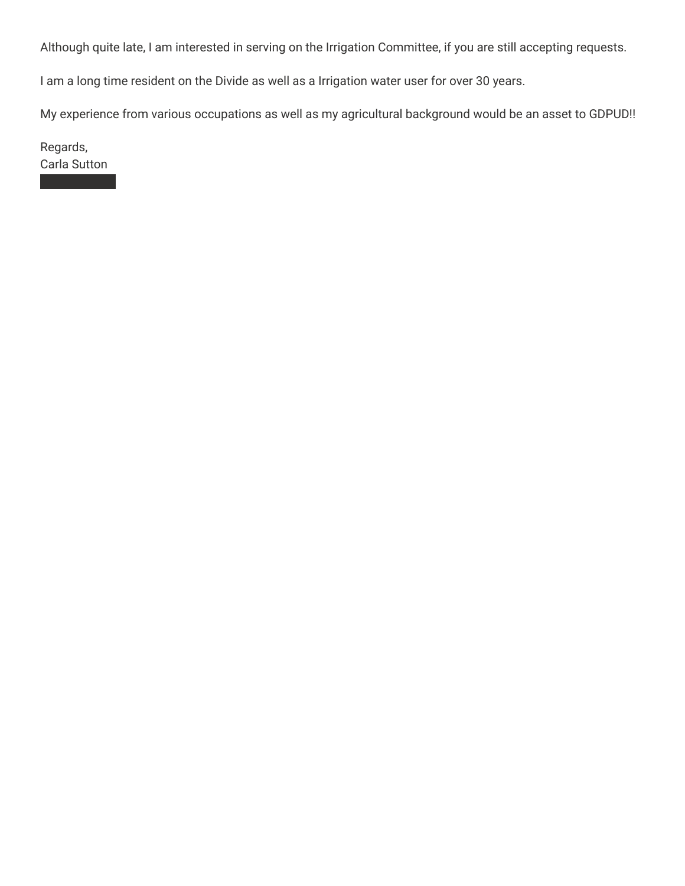Although quite late, I am interested in serving on the Irrigation Committee, if you are still accepting requests.

I am a long time resident on the Divide as well as a Irrigation water user for over 30 years.

My experience from various occupations as well as my agricultural background would be an asset to GDPUD!!

Regards,
Carla Sutton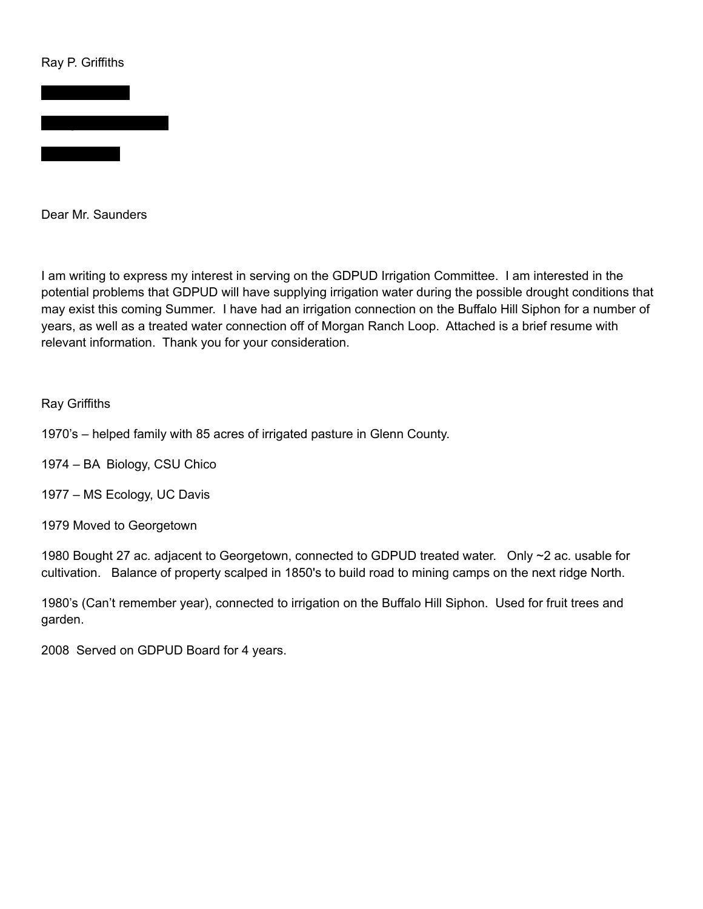Ray P. Griffiths

Dear Mr. Saunders

I am writing to express my interest in serving on the GDPUD Irrigation Committee. I am interested in the potential problems that GDPUD will have supplying irrigation water during the possible drought conditions that may exist this coming Summer. I have had an irrigation connection on the Buffalo Hill Siphon for a number of years, as well as a treated water connection off of Morgan Ranch Loop. Attached is a brief resume with relevant information. Thank you for your consideration.

Ray Griffiths

1970's – helped family with 85 acres of irrigated pasture in Glenn County.

1974 – BA Biology, CSU Chico

1977 – MS Ecology, UC Davis

1979 Moved to Georgetown

1980 Bought 27 ac. adjacent to Georgetown, connected to GDPUD treated water. Only ~2 ac. usable for cultivation. Balance of property scalped in 1850's to build road to mining camps on the next ridge North.

1980's (Can't remember year), connected to irrigation on the Buffalo Hill Siphon. Used for fruit trees and garden.

2008 Served on GDPUD Board for 4 years.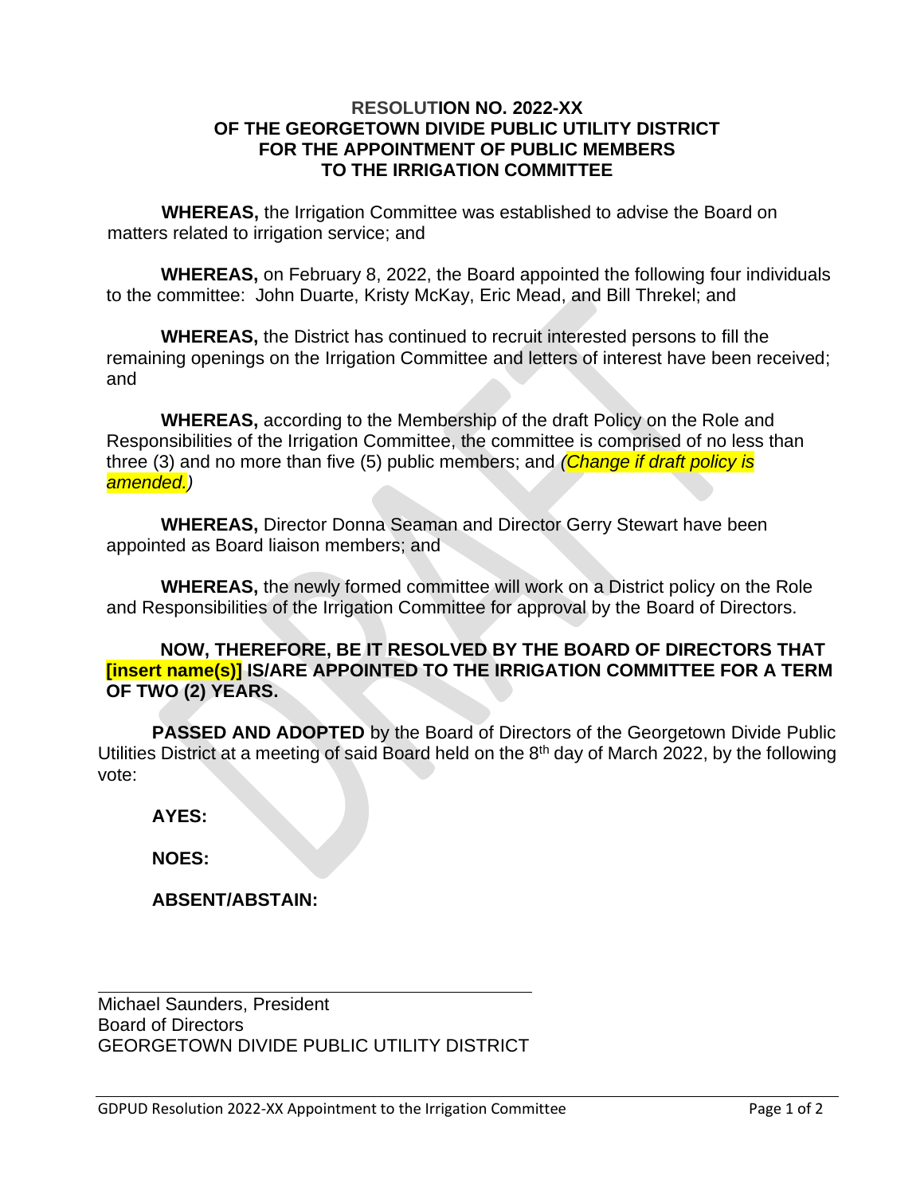# RESOLUTION NO. 2022-XX OF THE GEORGETOWN DIVIDE PUBLIC UTILITY DISTRICT FOR THE APPOINTMENT OF PUBLIC MEMBERS TO THE IRRIGATION COMMITTEE

**WHEREAS,** the Irrigation Committee was established to advise the Board on matters related to irrigation service; and

**WHEREAS,** on February 8, 2022, the Board appointed the following four individuals to the committee: John Duarte, Kristy McKay, Eric Mead, and Bill Threkel; and

**WHEREAS,** the District has continued to recruit interested persons to fill the remaining openings on the Irrigation Committee and letters of interest have been received; and

**WHEREAS,** according to the Membership of the draft Policy on the Role and Responsibilities of the Irrigation Committee, the committee is comprised of no less than three (3) and no more than five (5) public members; and *(Change if draft policy is amended.)*

**WHEREAS,** Director Donna Seaman and Director Gerry Stewart have been appointed as Board liaison members; and

**WHEREAS,** the newly formed committee will work on a District policy on the Role and Responsibilities of the Irrigation Committee for approval by the Board of Directors.

**NOW, THEREFORE, BE IT RESOLVED BY THE BOARD OF DIRECTORS THAT [insert name(s)] IS/ARE APPOINTED TO THE IRRIGATION COMMITTEE FOR A TERM OF TWO (2) YEARS.**

**PASSED AND ADOPTED** by the Board of Directors of the Georgetown Divide Public Utilities District at a meeting of said Board held on the 8th day of March 2022, by the following vote:

**AYES:**

**NOES:**

**ABSENT/ABSTAIN:**

\_\_\_\_\_\_\_\_\_\_\_\_\_\_\_\_\_\_\_\_\_\_\_\_\_\_\_\_\_\_\_\_\_\_\_\_\_\_\_\_

Michael Saunders, President
Board of Directors
GEORGETOWN DIVIDE PUBLIC UTILITY DISTRICT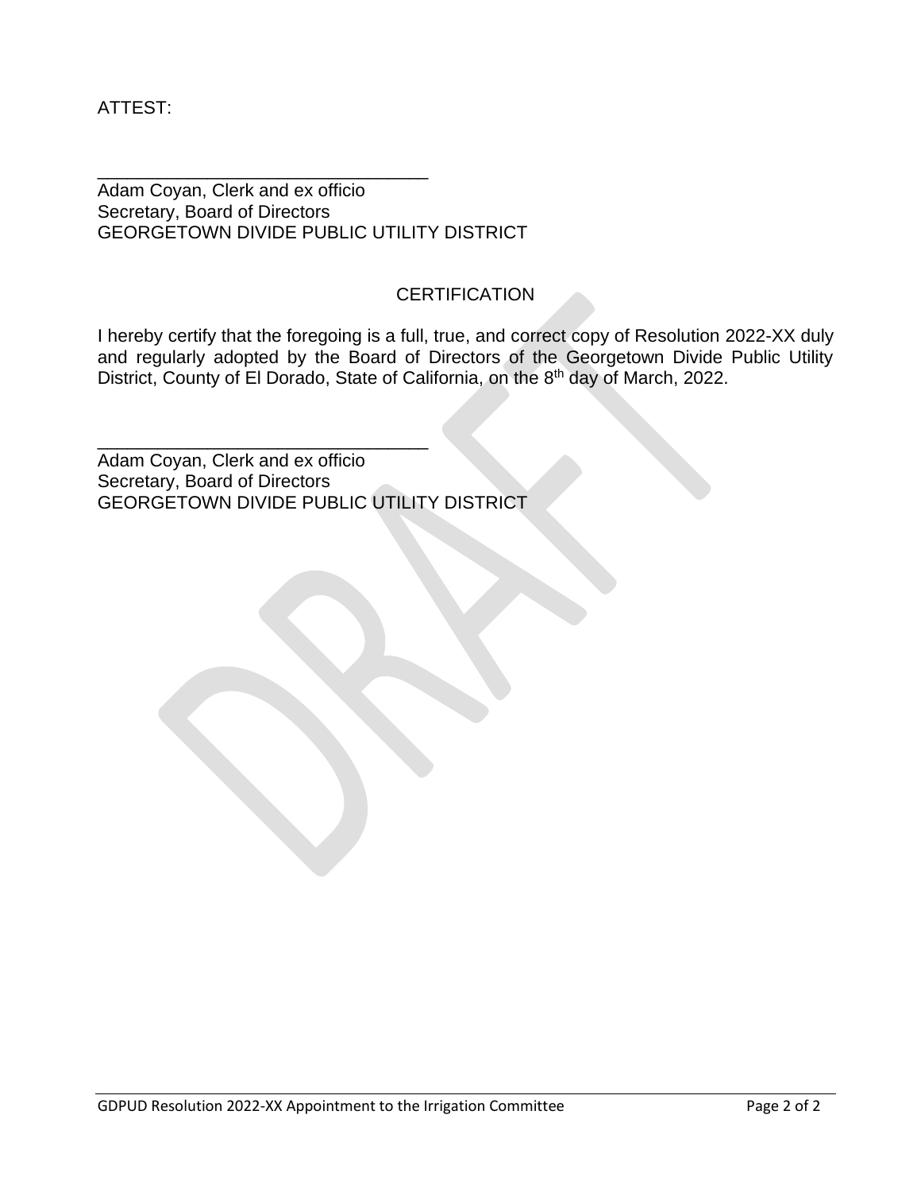ATTEST:

\_\_\_\_\_\_\_\_\_\_\_\_\_\_\_\_\_\_\_\_\_\_\_\_\_\_\_\_\_\_\_\_\_
Adam Coyan, Clerk and ex officio
Secretary, Board of Directors
GEORGETOWN DIVIDE PUBLIC UTILITY DISTRICT

CERTIFICATION

I hereby certify that the foregoing is a full, true, and correct copy of Resolution 2022-XX duly and regularly adopted by the Board of Directors of the Georgetown Divide Public Utility District, County of El Dorado, State of California, on the 8th day of March, 2022.

\_\_\_\_\_\_\_\_\_\_\_\_\_\_\_\_\_\_\_\_\_\_\_\_\_\_\_\_\_\_\_\_\_
Adam Coyan, Clerk and ex officio
Secretary, Board of Directors
GEORGETOWN DIVIDE PUBLIC UTILITY DISTRICT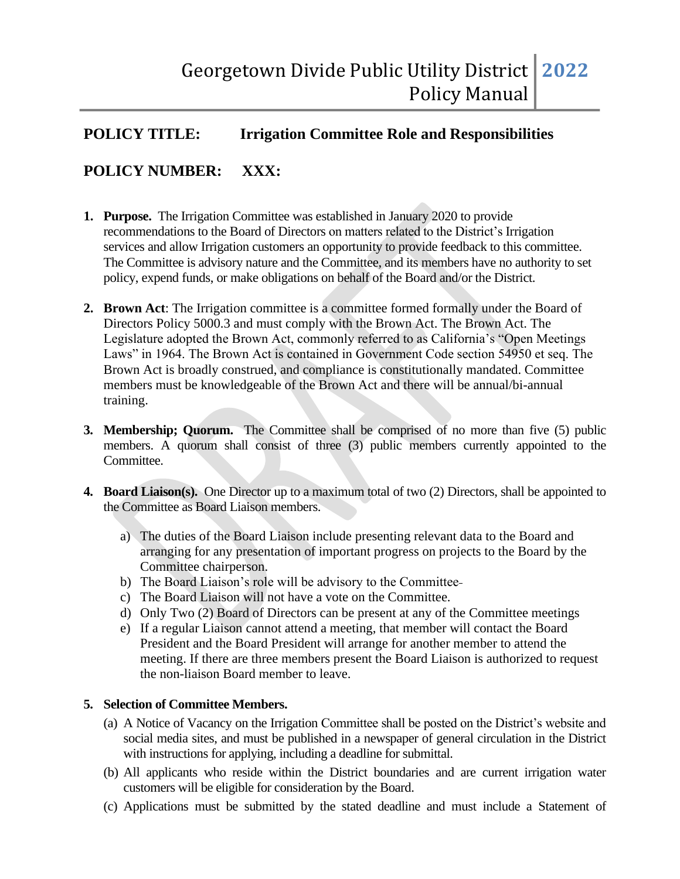## POLICY TITLE: Irrigation Committee Role and Responsibilities

## POLICY NUMBER: XXX:

1. **Purpose.** The Irrigation Committee was established in January 2020 to provide recommendations to the Board of Directors on matters related to the District's Irrigation services and allow Irrigation customers an opportunity to provide feedback to this committee. The Committee is advisory nature and the Committee, and its members have no authority to set policy, expend funds, or make obligations on behalf of the Board and/or the District.

2. **Brown Act**: The Irrigation committee is a committee formed formally under the Board of Directors Policy 5000.3 and must comply with the Brown Act. The Brown Act. The Legislature adopted the Brown Act, commonly referred to as California's "Open Meetings Laws" in 1964. The Brown Act is contained in Government Code section 54950 et seq. The Brown Act is broadly construed, and compliance is constitutionally mandated. Committee members must be knowledgeable of the Brown Act and there will be annual/bi-annual training.

3. **Membership; Quorum.** The Committee shall be comprised of no more than five (5) public members. A quorum shall consist of three (3) public members currently appointed to the Committee.

4. **Board Liaison(s).** One Director up to a maximum total of two (2) Directors, shall be appointed to the Committee as Board Liaison members.

   a) The duties of the Board Liaison include presenting relevant data to the Board and arranging for any presentation of important progress on projects to the Board by the Committee chairperson.
   b) The Board Liaison's role will be advisory to the Committee.
   c) The Board Liaison will not have a vote on the Committee.
   d) Only Two (2) Board of Directors can be present at any of the Committee meetings
   e) If a regular Liaison cannot attend a meeting, that member will contact the Board President and the Board President will arrange for another member to attend the meeting. If there are three members present the Board Liaison is authorized to request the non-liaison Board member to leave.

5. **Selection of Committee Members.**

   (a) A Notice of Vacancy on the Irrigation Committee shall be posted on the District's website and social media sites, and must be published in a newspaper of general circulation in the District with instructions for applying, including a deadline for submittal.

   (b) All applicants who reside within the District boundaries and are current irrigation water customers will be eligible for consideration by the Board.

   (c) Applications must be submitted by the stated deadline and must include a Statement of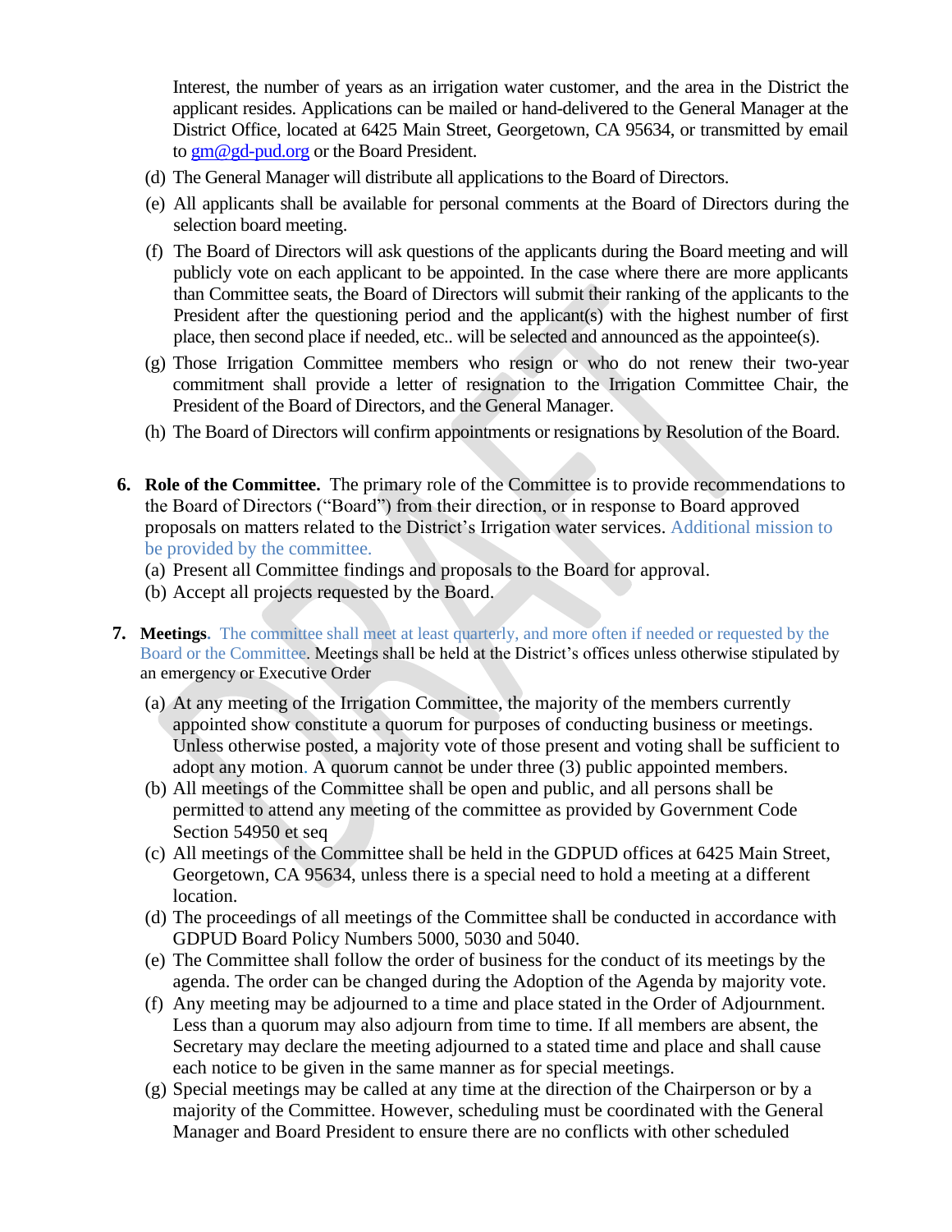Interest, the number of years as an irrigation water customer, and the area in the District the applicant resides. Applications can be mailed or hand-delivered to the General Manager at the District Office, located at 6425 Main Street, Georgetown, CA 95634, or transmitted by email to gm@gd-pud.org or the Board President.

(d) The General Manager will distribute all applications to the Board of Directors.

(e) All applicants shall be available for personal comments at the Board of Directors during the selection board meeting.

(f) The Board of Directors will ask questions of the applicants during the Board meeting and will publicly vote on each applicant to be appointed. In the case where there are more applicants than Committee seats, the Board of Directors will submit their ranking of the applicants to the President after the questioning period and the applicant(s) with the highest number of first place, then second place if needed, etc.. will be selected and announced as the appointee(s).

(g) Those Irrigation Committee members who resign or who do not renew their two-year commitment shall provide a letter of resignation to the Irrigation Committee Chair, the President of the Board of Directors, and the General Manager.

(h) The Board of Directors will confirm appointments or resignations by Resolution of the Board.

**6. Role of the Committee.** The primary role of the Committee is to provide recommendations to the Board of Directors ("Board") from their direction, or in response to Board approved proposals on matters related to the District's Irrigation water services. Additional mission to be provided by the committee.

(a) Present all Committee findings and proposals to the Board for approval.

(b) Accept all projects requested by the Board.

**7. Meetings.** The committee shall meet at least quarterly, and more often if needed or requested by the Board or the Committee. Meetings shall be held at the District's offices unless otherwise stipulated by an emergency or Executive Order

(a) At any meeting of the Irrigation Committee, the majority of the members currently appointed show constitute a quorum for purposes of conducting business or meetings. Unless otherwise posted, a majority vote of those present and voting shall be sufficient to adopt any motion. A quorum cannot be under three (3) public appointed members.

(b) All meetings of the Committee shall be open and public, and all persons shall be permitted to attend any meeting of the committee as provided by Government Code Section 54950 et seq

(c) All meetings of the Committee shall be held in the GDPUD offices at 6425 Main Street, Georgetown, CA 95634, unless there is a special need to hold a meeting at a different location.

(d) The proceedings of all meetings of the Committee shall be conducted in accordance with GDPUD Board Policy Numbers 5000, 5030 and 5040.

(e) The Committee shall follow the order of business for the conduct of its meetings by the agenda. The order can be changed during the Adoption of the Agenda by majority vote.

(f) Any meeting may be adjourned to a time and place stated in the Order of Adjournment. Less than a quorum may also adjourn from time to time. If all members are absent, the Secretary may declare the meeting adjourned to a stated time and place and shall cause each notice to be given in the same manner as for special meetings.

(g) Special meetings may be called at any time at the direction of the Chairperson or by a majority of the Committee. However, scheduling must be coordinated with the General Manager and Board President to ensure there are no conflicts with other scheduled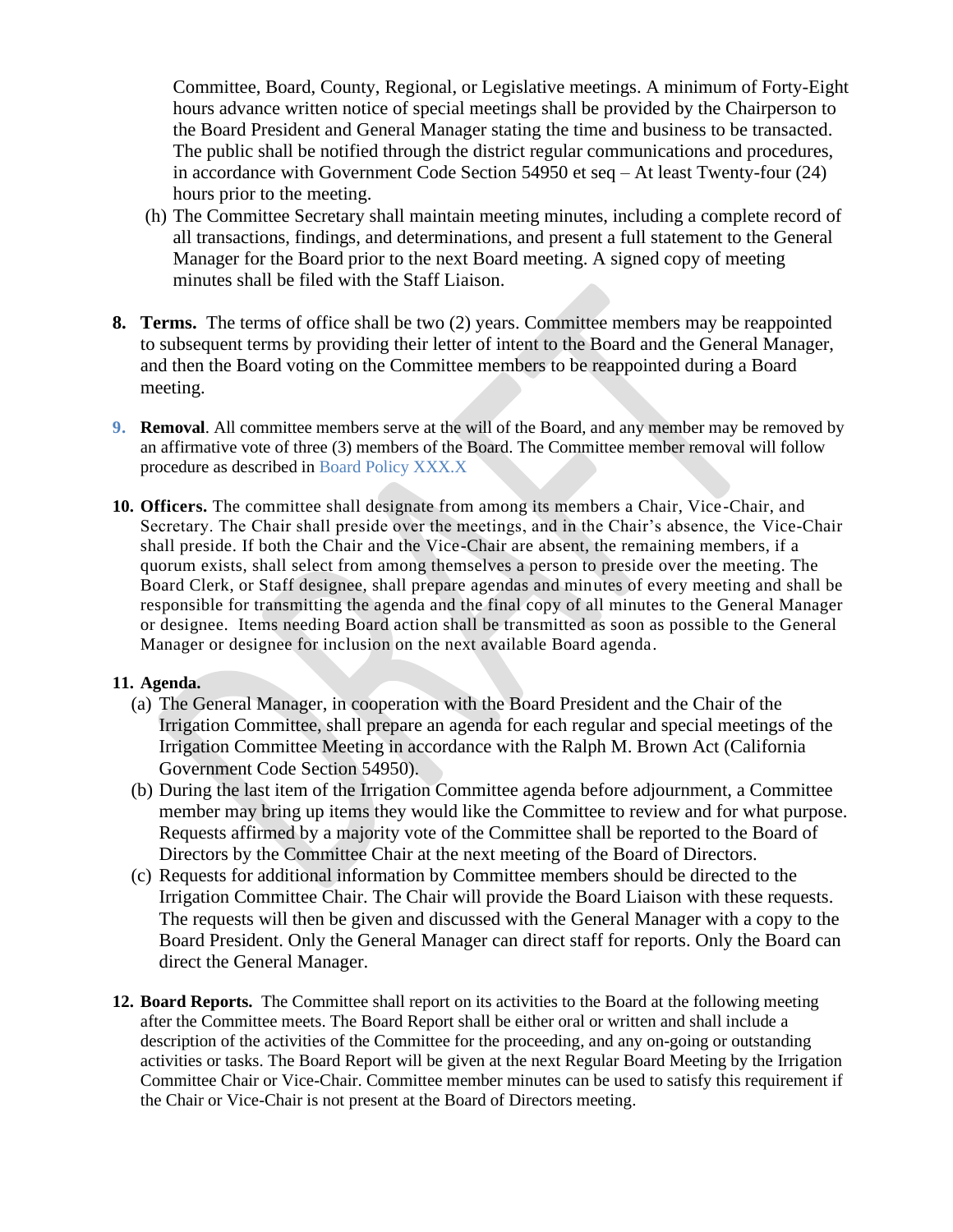Committee, Board, County, Regional, or Legislative meetings. A minimum of Forty-Eight hours advance written notice of special meetings shall be provided by the Chairperson to the Board President and General Manager stating the time and business to be transacted. The public shall be notified through the district regular communications and procedures, in accordance with Government Code Section 54950 et seq – At least Twenty-four (24) hours prior to the meeting.

(h) The Committee Secretary shall maintain meeting minutes, including a complete record of all transactions, findings, and determinations, and present a full statement to the General Manager for the Board prior to the next Board meeting. A signed copy of meeting minutes shall be filed with the Staff Liaison.

8. **Terms.** The terms of office shall be two (2) years. Committee members may be reappointed to subsequent terms by providing their letter of intent to the Board and the General Manager, and then the Board voting on the Committee members to be reappointed during a Board meeting.

9. **Removal**. All committee members serve at the will of the Board, and any member may be removed by an affirmative vote of three (3) members of the Board. The Committee member removal will follow procedure as described in Board Policy XXX.X

10. **Officers.** The committee shall designate from among its members a Chair, Vice-Chair, and Secretary. The Chair shall preside over the meetings, and in the Chair's absence, the Vice-Chair shall preside. If both the Chair and the Vice-Chair are absent, the remaining members, if a quorum exists, shall select from among themselves a person to preside over the meeting. The Board Clerk, or Staff designee, shall prepare agendas and minutes of every meeting and shall be responsible for transmitting the agenda and the final copy of all minutes to the General Manager or designee. Items needing Board action shall be transmitted as soon as possible to the General Manager or designee for inclusion on the next available Board agenda.

11. **Agenda.**
    (a) The General Manager, in cooperation with the Board President and the Chair of the Irrigation Committee, shall prepare an agenda for each regular and special meetings of the Irrigation Committee Meeting in accordance with the Ralph M. Brown Act (California Government Code Section 54950).
    (b) During the last item of the Irrigation Committee agenda before adjournment, a Committee member may bring up items they would like the Committee to review and for what purpose. Requests affirmed by a majority vote of the Committee shall be reported to the Board of Directors by the Committee Chair at the next meeting of the Board of Directors.
    (c) Requests for additional information by Committee members should be directed to the Irrigation Committee Chair. The Chair will provide the Board Liaison with these requests. The requests will then be given and discussed with the General Manager with a copy to the Board President. Only the General Manager can direct staff for reports. Only the Board can direct the General Manager.

12. **Board Reports.** The Committee shall report on its activities to the Board at the following meeting after the Committee meets. The Board Report shall be either oral or written and shall include a description of the activities of the Committee for the proceeding, and any on-going or outstanding activities or tasks. The Board Report will be given at the next Regular Board Meeting by the Irrigation Committee Chair or Vice-Chair. Committee member minutes can be used to satisfy this requirement if the Chair or Vice-Chair is not present at the Board of Directors meeting.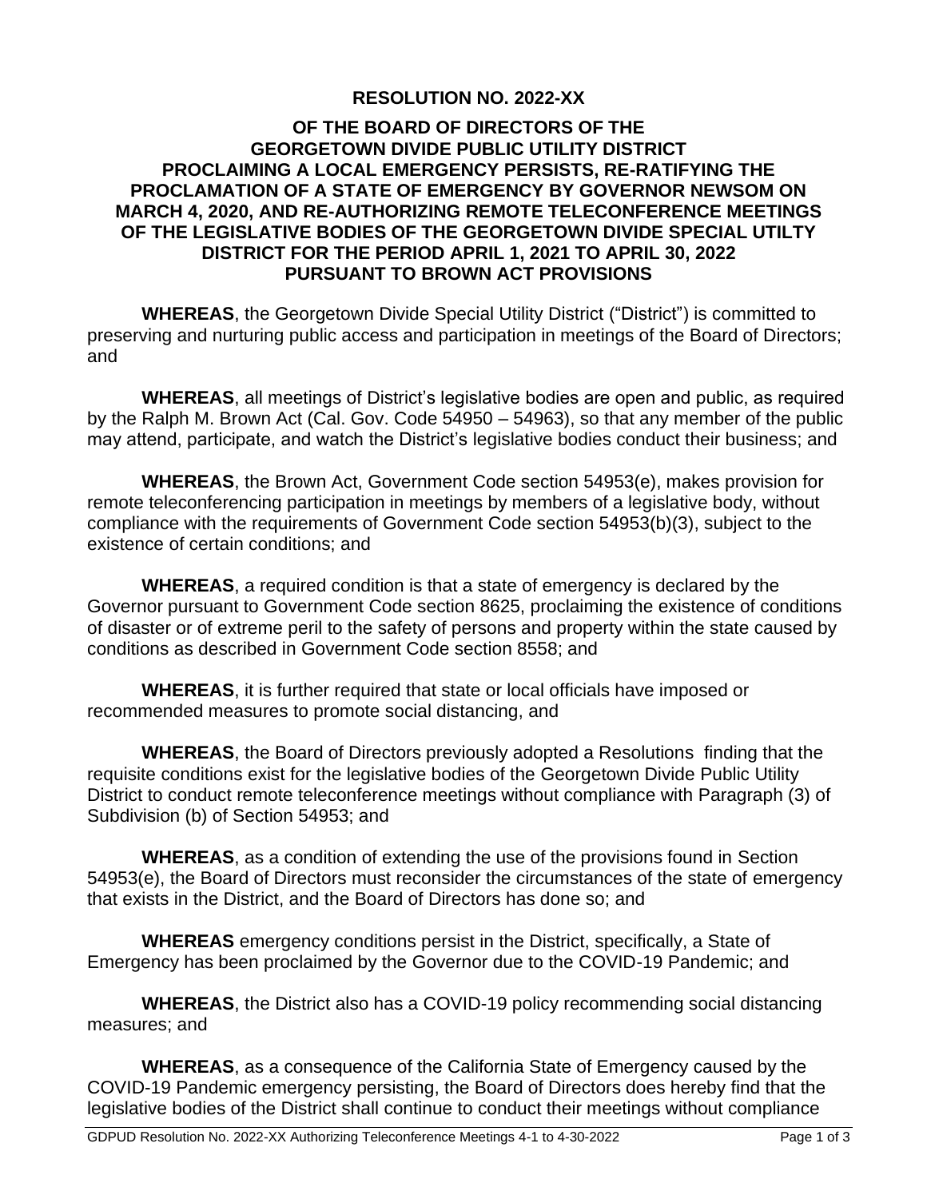**RESOLUTION NO. 2022-XX**

**OF THE BOARD OF DIRECTORS OF THE GEORGETOWN DIVIDE PUBLIC UTILITY DISTRICT PROCLAIMING A LOCAL EMERGENCY PERSISTS, RE-RATIFYING THE PROCLAMATION OF A STATE OF EMERGENCY BY GOVERNOR NEWSOM ON MARCH 4, 2020, AND RE-AUTHORIZING REMOTE TELECONFERENCE MEETINGS OF THE LEGISLATIVE BODIES OF THE GEORGETOWN DIVIDE SPECIAL UTILTY DISTRICT FOR THE PERIOD APRIL 1, 2021 TO APRIL 30, 2022 PURSUANT TO BROWN ACT PROVISIONS**

**WHEREAS**, the Georgetown Divide Special Utility District ("District") is committed to preserving and nurturing public access and participation in meetings of the Board of Directors; and

**WHEREAS**, all meetings of District's legislative bodies are open and public, as required by the Ralph M. Brown Act (Cal. Gov. Code 54950 – 54963), so that any member of the public may attend, participate, and watch the District's legislative bodies conduct their business; and

**WHEREAS**, the Brown Act, Government Code section 54953(e), makes provision for remote teleconferencing participation in meetings by members of a legislative body, without compliance with the requirements of Government Code section 54953(b)(3), subject to the existence of certain conditions; and

**WHEREAS**, a required condition is that a state of emergency is declared by the Governor pursuant to Government Code section 8625, proclaiming the existence of conditions of disaster or of extreme peril to the safety of persons and property within the state caused by conditions as described in Government Code section 8558; and

**WHEREAS**, it is further required that state or local officials have imposed or recommended measures to promote social distancing, and

**WHEREAS**, the Board of Directors previously adopted a Resolutions finding that the requisite conditions exist for the legislative bodies of the Georgetown Divide Public Utility District to conduct remote teleconference meetings without compliance with Paragraph (3) of Subdivision (b) of Section 54953; and

**WHEREAS**, as a condition of extending the use of the provisions found in Section 54953(e), the Board of Directors must reconsider the circumstances of the state of emergency that exists in the District, and the Board of Directors has done so; and

**WHEREAS** emergency conditions persist in the District, specifically, a State of Emergency has been proclaimed by the Governor due to the COVID-19 Pandemic; and

**WHEREAS**, the District also has a COVID-19 policy recommending social distancing measures; and

**WHEREAS**, as a consequence of the California State of Emergency caused by the COVID-19 Pandemic emergency persisting, the Board of Directors does hereby find that the legislative bodies of the District shall continue to conduct their meetings without compliance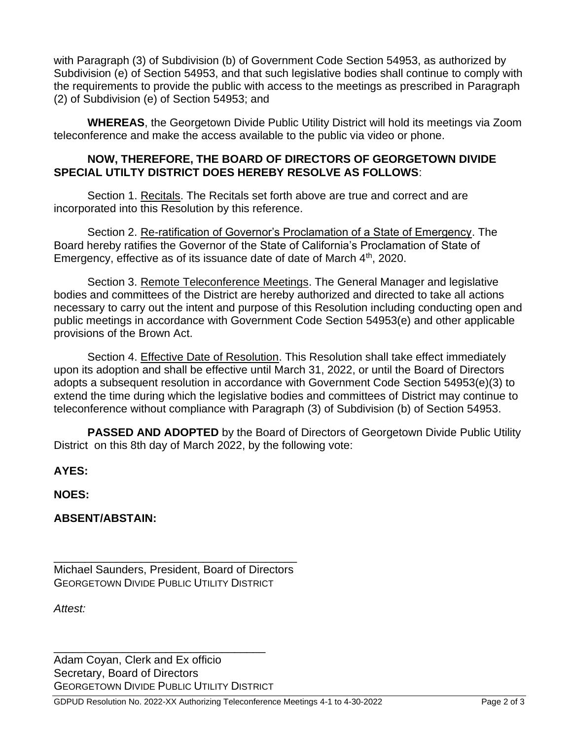with Paragraph (3) of Subdivision (b) of Government Code Section 54953, as authorized by Subdivision (e) of Section 54953, and that such legislative bodies shall continue to comply with the requirements to provide the public with access to the meetings as prescribed in Paragraph (2) of Subdivision (e) of Section 54953; and

**WHEREAS**, the Georgetown Divide Public Utility District will hold its meetings via Zoom teleconference and make the access available to the public via video or phone.

**NOW, THEREFORE, THE BOARD OF DIRECTORS OF GEORGETOWN DIVIDE SPECIAL UTILTY DISTRICT DOES HEREBY RESOLVE AS FOLLOWS**:

Section 1. Recitals. The Recitals set forth above are true and correct and are incorporated into this Resolution by this reference.

Section 2. Re-ratification of Governor's Proclamation of a State of Emergency. The Board hereby ratifies the Governor of the State of California's Proclamation of State of Emergency, effective as of its issuance date of date of March 4th, 2020.

Section 3. Remote Teleconference Meetings. The General Manager and legislative bodies and committees of the District are hereby authorized and directed to take all actions necessary to carry out the intent and purpose of this Resolution including conducting open and public meetings in accordance with Government Code Section 54953(e) and other applicable provisions of the Brown Act.

Section 4. Effective Date of Resolution. This Resolution shall take effect immediately upon its adoption and shall be effective until March 31, 2022, or until the Board of Directors adopts a subsequent resolution in accordance with Government Code Section 54953(e)(3) to extend the time during which the legislative bodies and committees of District may continue to teleconference without compliance with Paragraph (3) of Subdivision (b) of Section 54953.

**PASSED AND ADOPTED** by the Board of Directors of Georgetown Divide Public Utility District on this 8th day of March 2022, by the following vote:

**AYES:**

**NOES:**

**ABSENT/ABSTAIN:**

\_\_\_\_\_\_\_\_\_\_\_\_\_\_\_\_\_\_\_\_\_\_\_\_\_\_\_\_\_\_\_\_\_\_\_\_\_\_\_\_
Michael Saunders, President, Board of Directors
GEORGETOWN DIVIDE PUBLIC UTILITY DISTRICT

*Attest:*

\_\_\_\_\_\_\_\_\_\_\_\_\_\_\_\_\_\_\_\_\_\_\_\_\_\_\_\_\_\_\_\_\_\_\_\_
Adam Coyan, Clerk and Ex officio
Secretary, Board of Directors
GEORGETOWN DIVIDE PUBLIC UTILITY DISTRICT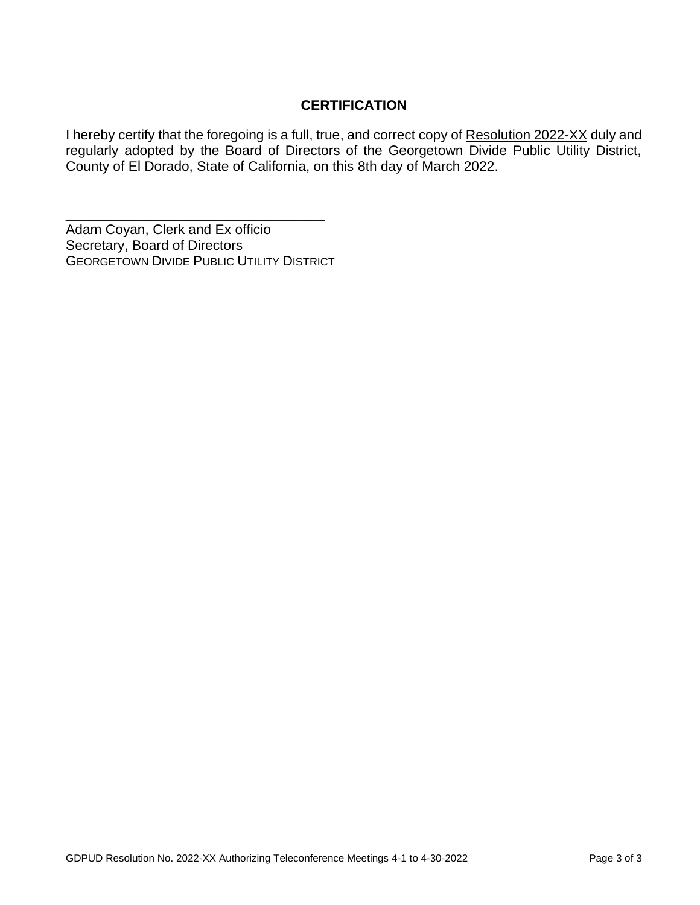## CERTIFICATION

I hereby certify that the foregoing is a full, true, and correct copy of Resolution 2022-XX duly and regularly adopted by the Board of Directors of the Georgetown Divide Public Utility District, County of El Dorado, State of California, on this 8th day of March 2022.

___________________________________

Adam Coyan, Clerk and Ex officio
Secretary, Board of Directors
GEORGETOWN DIVIDE PUBLIC UTILITY DISTRICT